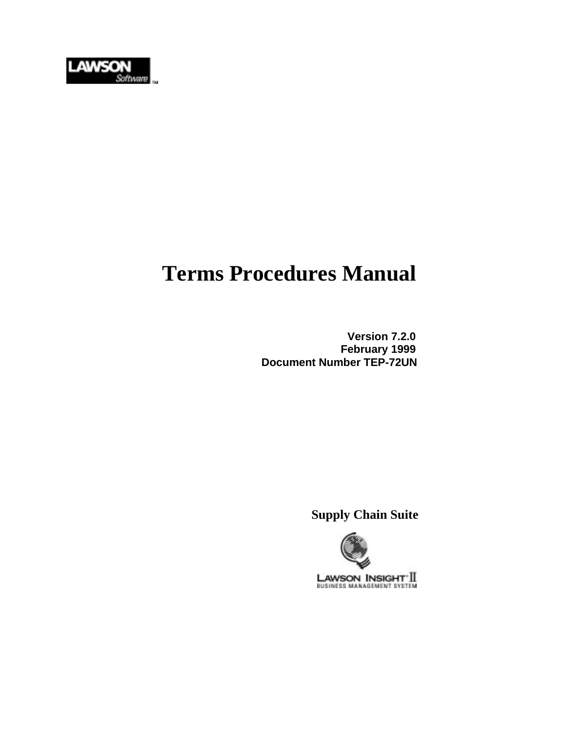LAWSON Software™

# Terms Procedures Manual

**Version 7.2.0**
**February 1999**
**Document Number TEP-72UN**

**Supply Chain Suite**

LAWSON INSIGHT® II
BUSINESS MANAGEMENT SYSTEM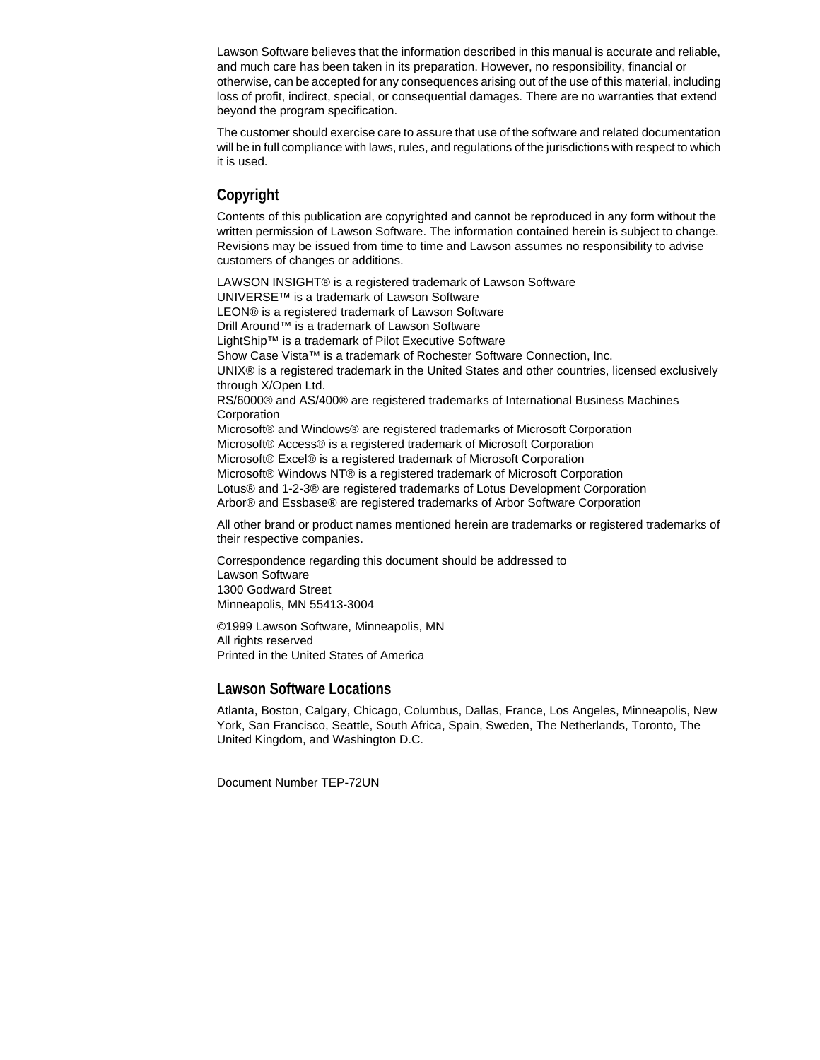Lawson Software believes that the information described in this manual is accurate and reliable, and much care has been taken in its preparation. However, no responsibility, financial or otherwise, can be accepted for any consequences arising out of the use of this material, including loss of profit, indirect, special, or consequential damages. There are no warranties that extend beyond the program specification.

The customer should exercise care to assure that use of the software and related documentation will be in full compliance with laws, rules, and regulations of the jurisdictions with respect to which it is used.

## Copyright

Contents of this publication are copyrighted and cannot be reproduced in any form without the written permission of Lawson Software. The information contained herein is subject to change. Revisions may be issued from time to time and Lawson assumes no responsibility to advise customers of changes or additions.

LAWSON INSIGHT® is a registered trademark of Lawson Software
UNIVERSE™ is a trademark of Lawson Software
LEON® is a registered trademark of Lawson Software
Drill Around™ is a trademark of Lawson Software
LightShip™ is a trademark of Pilot Executive Software
Show Case Vista™ is a trademark of Rochester Software Connection, Inc.
UNIX® is a registered trademark in the United States and other countries, licensed exclusively through X/Open Ltd.
RS/6000® and AS/400® are registered trademarks of International Business Machines Corporation
Microsoft® and Windows® are registered trademarks of Microsoft Corporation
Microsoft® Access® is a registered trademark of Microsoft Corporation
Microsoft® Excel® is a registered trademark of Microsoft Corporation
Microsoft® Windows NT® is a registered trademark of Microsoft Corporation
Lotus® and 1-2-3® are registered trademarks of Lotus Development Corporation
Arbor® and Essbase® are registered trademarks of Arbor Software Corporation

All other brand or product names mentioned herein are trademarks or registered trademarks of their respective companies.

Correspondence regarding this document should be addressed to
Lawson Software
1300 Godward Street
Minneapolis, MN 55413-3004

©1999 Lawson Software, Minneapolis, MN
All rights reserved
Printed in the United States of America

## Lawson Software Locations

Atlanta, Boston, Calgary, Chicago, Columbus, Dallas, France, Los Angeles, Minneapolis, New York, San Francisco, Seattle, South Africa, Spain, Sweden, The Netherlands, Toronto, The United Kingdom, and Washington D.C.

Document Number TEP-72UN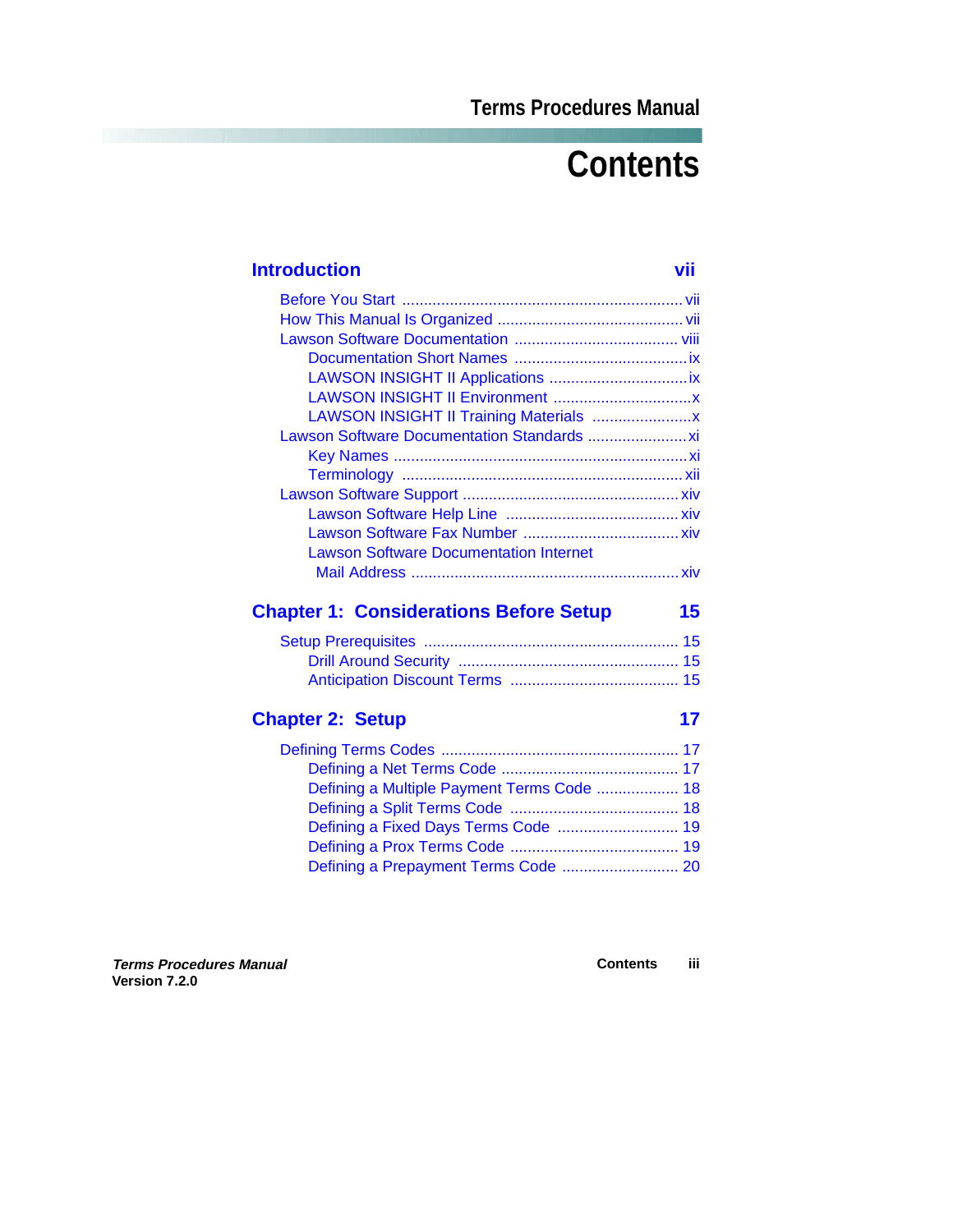# Contents

## Introduction vii

- Before You Start ... vii
- How This Manual Is Organized ... vii
- Lawson Software Documentation ... viii
  - Documentation Short Names ... ix
  - LAWSON INSIGHT II Applications ... ix
  - LAWSON INSIGHT II Environment ... x
  - LAWSON INSIGHT II Training Materials ... x
- Lawson Software Documentation Standards ... xi
  - Key Names ... xi
  - Terminology ... xii
- Lawson Software Support ... xiv
  - Lawson Software Help Line ... xiv
  - Lawson Software Fax Number ... xiv
  - Lawson Software Documentation Internet Mail Address ... xiv

## Chapter 1: Considerations Before Setup 15

- Setup Prerequisites ... 15
  - Drill Around Security ... 15
  - Anticipation Discount Terms ... 15

## Chapter 2: Setup 17

- Defining Terms Codes ... 17
  - Defining a Net Terms Code ... 17
  - Defining a Multiple Payment Terms Code ... 18
  - Defining a Split Terms Code ... 18
  - Defining a Fixed Days Terms Code ... 19
  - Defining a Prox Terms Code ... 19
  - Defining a Prepayment Terms Code ... 20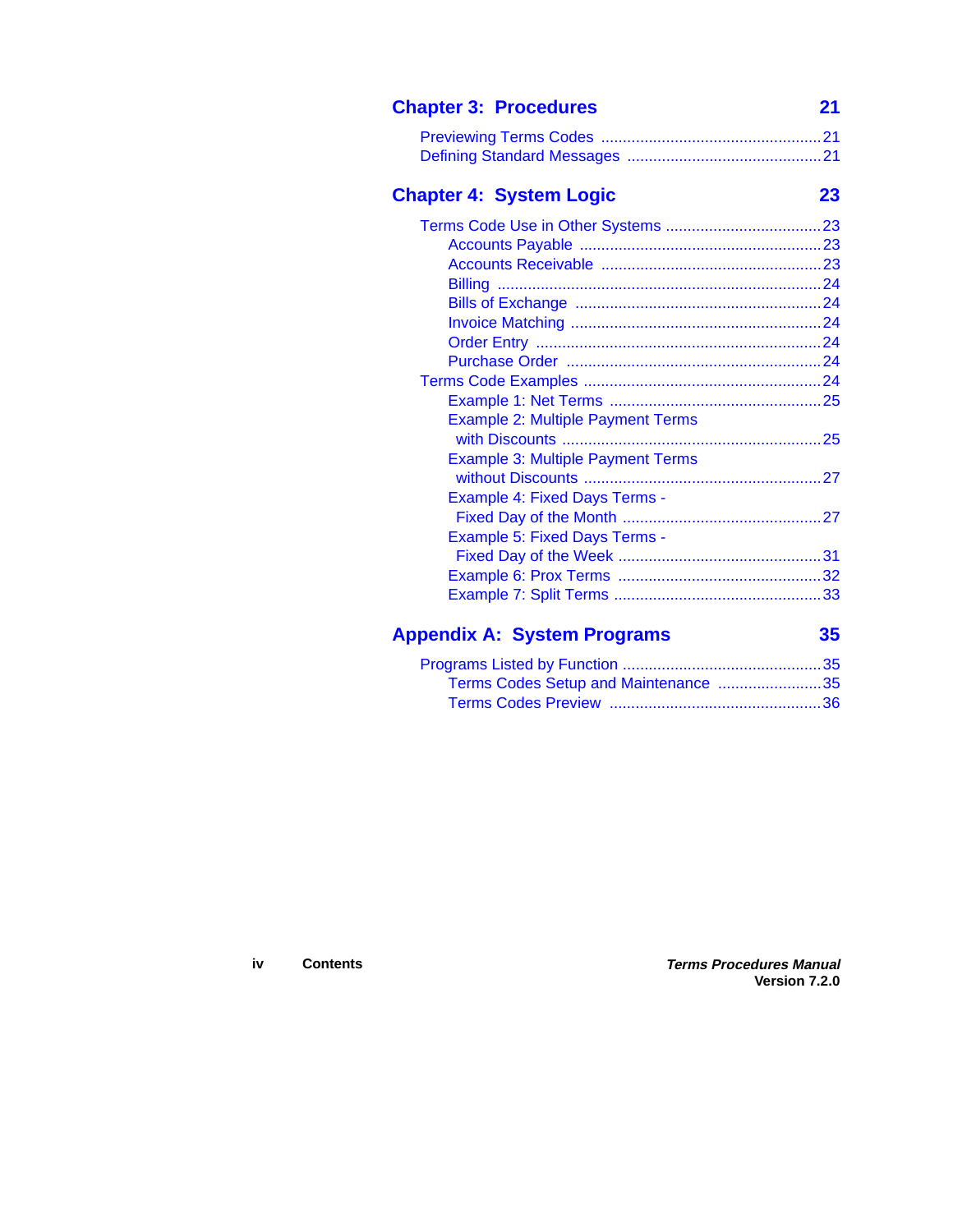**Chapter 3: Procedures** 21

- Previewing Terms Codes ... 21
- Defining Standard Messages ... 21

**Chapter 4: System Logic** 23

- Terms Code Use in Other Systems ... 23
  - Accounts Payable ... 23
  - Accounts Receivable ... 23
  - Billing ... 24
  - Bills of Exchange ... 24
  - Invoice Matching ... 24
  - Order Entry ... 24
  - Purchase Order ... 24
- Terms Code Examples ... 24
  - Example 1: Net Terms ... 25
  - Example 2: Multiple Payment Terms with Discounts ... 25
  - Example 3: Multiple Payment Terms without Discounts ... 27
  - Example 4: Fixed Days Terms - Fixed Day of the Month ... 27
  - Example 5: Fixed Days Terms - Fixed Day of the Week ... 31
  - Example 6: Prox Terms ... 32
  - Example 7: Split Terms ... 33

**Appendix A: System Programs** 35

- Programs Listed by Function ... 35
  - Terms Codes Setup and Maintenance ... 35
  - Terms Codes Preview ... 36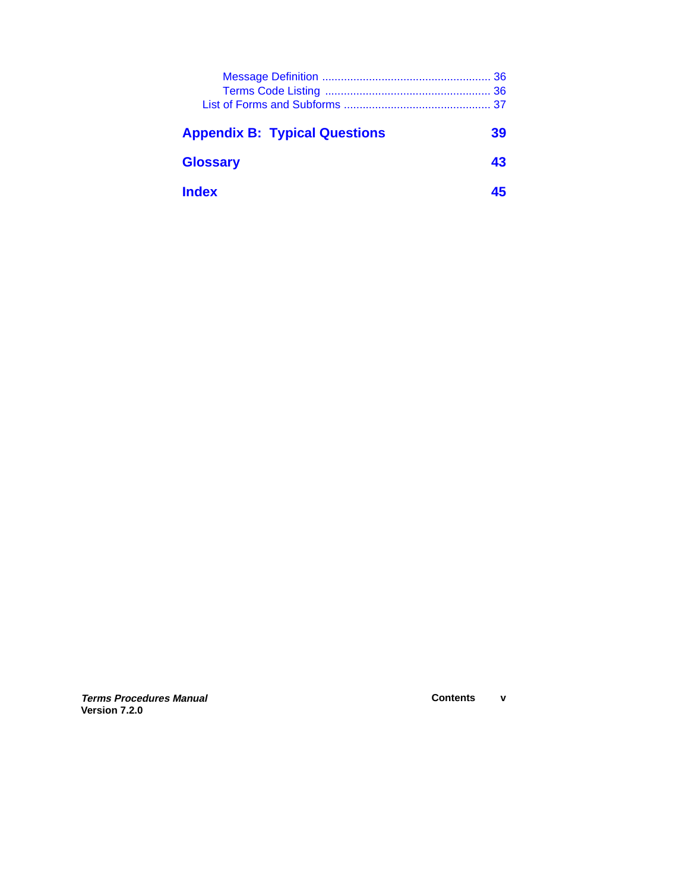Message Definition ..................................................... 36
Terms Code Listing .................................................... 36
List of Forms and Subforms .............................................. 37

**Appendix B: Typical Questions** **39**

**Glossary** **43**

**Index** **45**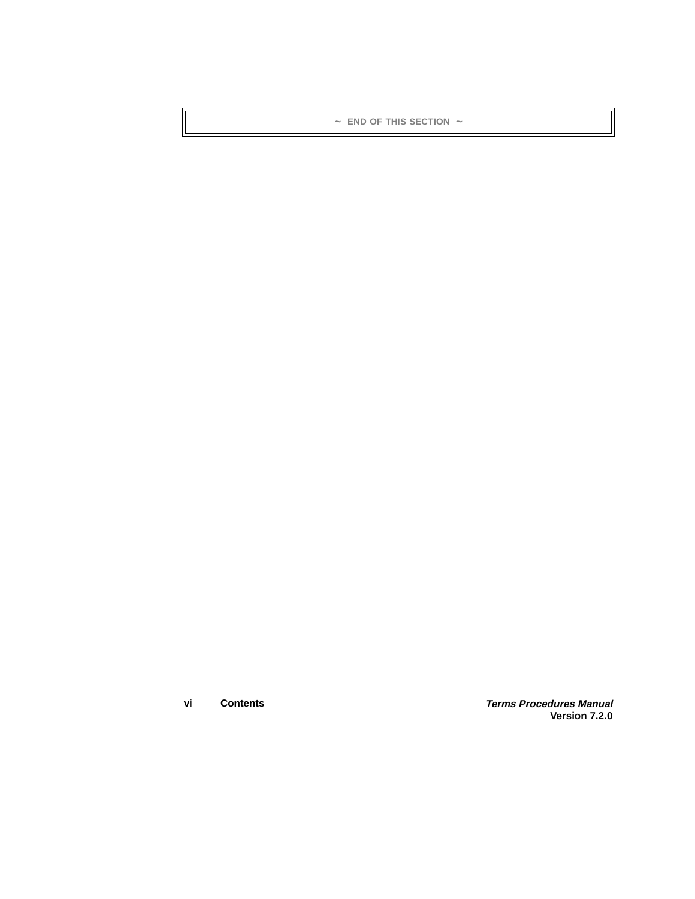~ END OF THIS SECTION ~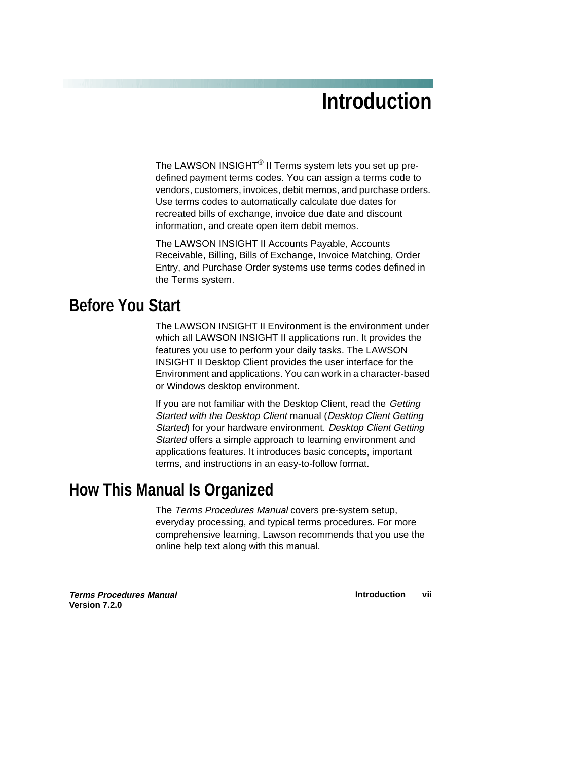# Introduction

The LAWSON INSIGHT® II Terms system lets you set up pre-defined payment terms codes. You can assign a terms code to vendors, customers, invoices, debit memos, and purchase orders. Use terms codes to automatically calculate due dates for recreated bills of exchange, invoice due date and discount information, and create open item debit memos.

The LAWSON INSIGHT II Accounts Payable, Accounts Receivable, Billing, Bills of Exchange, Invoice Matching, Order Entry, and Purchase Order systems use terms codes defined in the Terms system.

## Before You Start

The LAWSON INSIGHT II Environment is the environment under which all LAWSON INSIGHT II applications run. It provides the features you use to perform your daily tasks. The LAWSON INSIGHT II Desktop Client provides the user interface for the Environment and applications. You can work in a character-based or Windows desktop environment.

If you are not familiar with the Desktop Client, read the *Getting Started with the Desktop Client* manual (*Desktop Client Getting Started*) for your hardware environment. *Desktop Client Getting Started* offers a simple approach to learning environment and applications features. It introduces basic concepts, important terms, and instructions in an easy-to-follow format.

## How This Manual Is Organized

The *Terms Procedures Manual* covers pre-system setup, everyday processing, and typical terms procedures. For more comprehensive learning, Lawson recommends that you use the online help text along with this manual.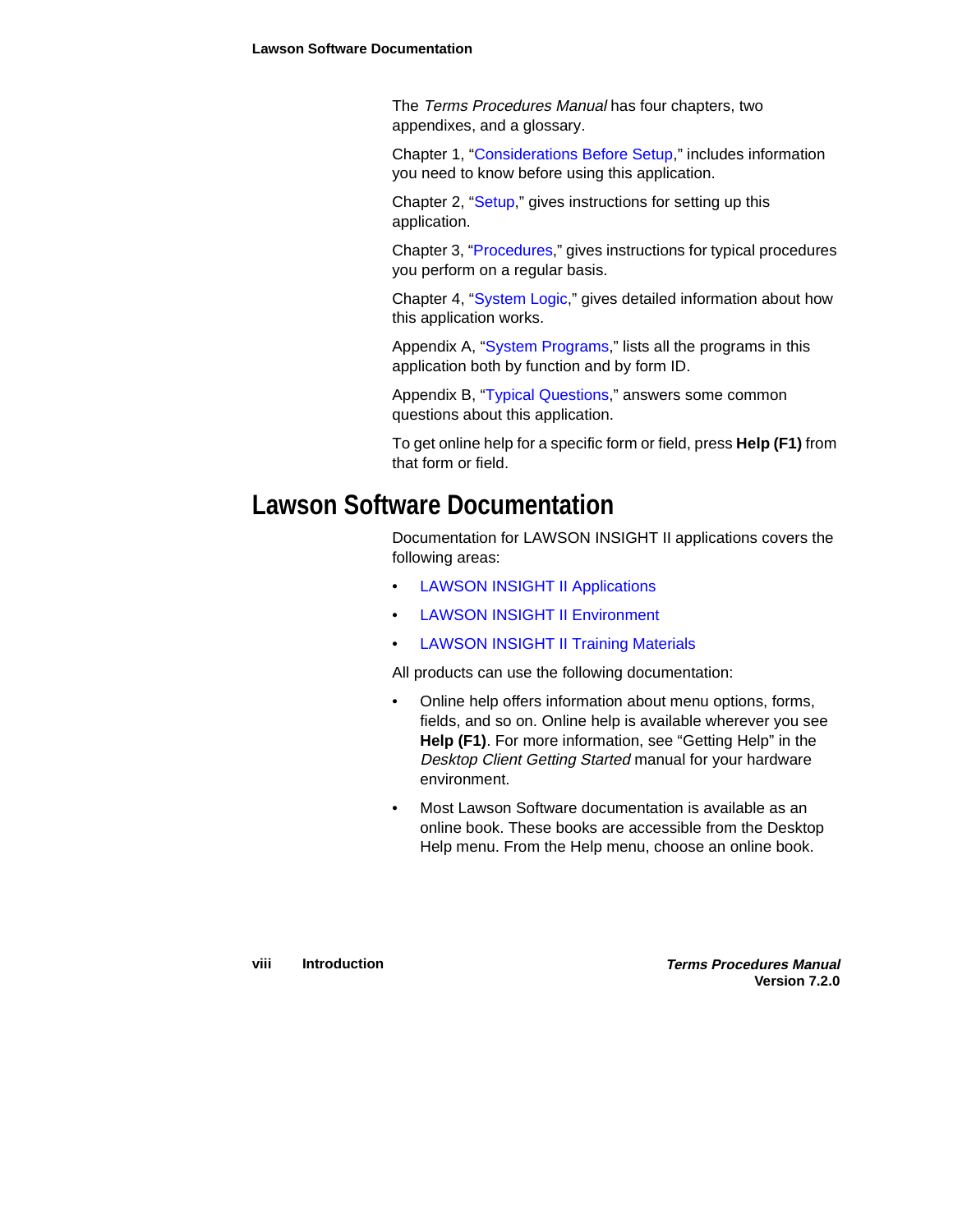The *Terms Procedures Manual* has four chapters, two appendixes, and a glossary.

Chapter 1, "Considerations Before Setup," includes information you need to know before using this application.

Chapter 2, "Setup," gives instructions for setting up this application.

Chapter 3, "Procedures," gives instructions for typical procedures you perform on a regular basis.

Chapter 4, "System Logic," gives detailed information about how this application works.

Appendix A, "System Programs," lists all the programs in this application both by function and by form ID.

Appendix B, "Typical Questions," answers some common questions about this application.

To get online help for a specific form or field, press **Help (F1)** from that form or field.

# Lawson Software Documentation

Documentation for LAWSON INSIGHT II applications covers the following areas:

- LAWSON INSIGHT II Applications
- LAWSON INSIGHT II Environment
- LAWSON INSIGHT II Training Materials

All products can use the following documentation:

- Online help offers information about menu options, forms, fields, and so on. Online help is available wherever you see **Help (F1)**. For more information, see "Getting Help" in the *Desktop Client Getting Started* manual for your hardware environment.
- Most Lawson Software documentation is available as an online book. These books are accessible from the Desktop Help menu. From the Help menu, choose an online book.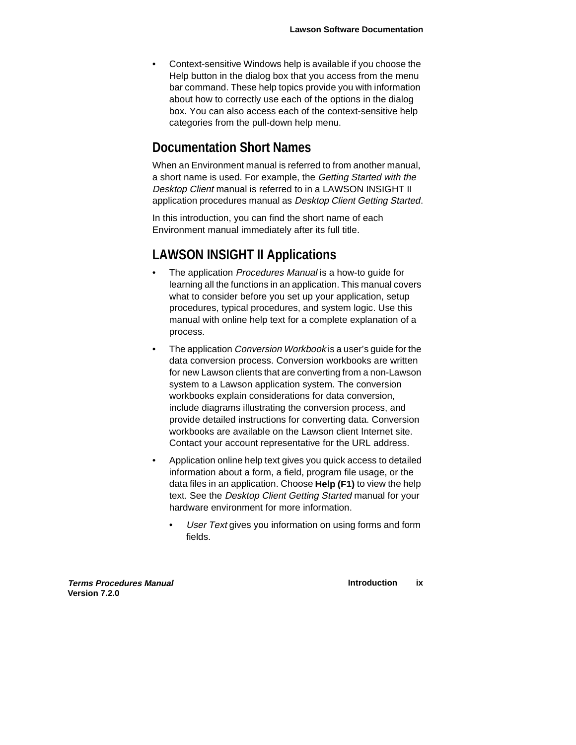- Context-sensitive Windows help is available if you choose the Help button in the dialog box that you access from the menu bar command. These help topics provide you with information about how to correctly use each of the options in the dialog box. You can also access each of the context-sensitive help categories from the pull-down help menu.

## Documentation Short Names

When an Environment manual is referred to from another manual, a short name is used. For example, the *Getting Started with the Desktop Client* manual is referred to in a LAWSON INSIGHT II application procedures manual as *Desktop Client Getting Started*.

In this introduction, you can find the short name of each Environment manual immediately after its full title.

## LAWSON INSIGHT II Applications

- The application *Procedures Manual* is a how-to guide for learning all the functions in an application. This manual covers what to consider before you set up your application, setup procedures, typical procedures, and system logic. Use this manual with online help text for a complete explanation of a process.
- The application *Conversion Workbook* is a user's guide for the data conversion process. Conversion workbooks are written for new Lawson clients that are converting from a non-Lawson system to a Lawson application system. The conversion workbooks explain considerations for data conversion, include diagrams illustrating the conversion process, and provide detailed instructions for converting data. Conversion workbooks are available on the Lawson client Internet site. Contact your account representative for the URL address.
- Application online help text gives you quick access to detailed information about a form, a field, program file usage, or the data files in an application. Choose **Help (F1)** to view the help text. See the *Desktop Client Getting Started* manual for your hardware environment for more information.
    - *User Text* gives you information on using forms and form fields.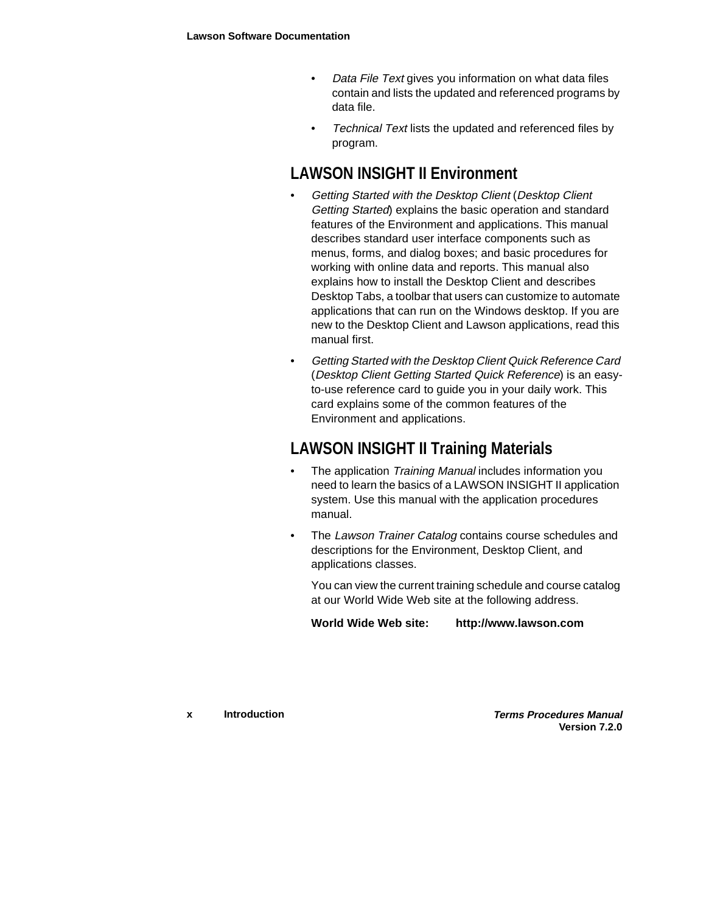- *Data File Text* gives you information on what data files contain and lists the updated and referenced programs by data file.
- *Technical Text* lists the updated and referenced files by program.

## LAWSON INSIGHT II Environment

- *Getting Started with the Desktop Client* (*Desktop Client Getting Started*) explains the basic operation and standard features of the Environment and applications. This manual describes standard user interface components such as menus, forms, and dialog boxes; and basic procedures for working with online data and reports. This manual also explains how to install the Desktop Client and describes Desktop Tabs, a toolbar that users can customize to automate applications that can run on the Windows desktop. If you are new to the Desktop Client and Lawson applications, read this manual first.
- *Getting Started with the Desktop Client Quick Reference Card* (*Desktop Client Getting Started Quick Reference*) is an easy-to-use reference card to guide you in your daily work. This card explains some of the common features of the Environment and applications.

## LAWSON INSIGHT II Training Materials

- The application *Training Manual* includes information you need to learn the basics of a LAWSON INSIGHT II application system. Use this manual with the application procedures manual.
- The *Lawson Trainer Catalog* contains course schedules and descriptions for the Environment, Desktop Client, and applications classes.

  You can view the current training schedule and course catalog at our World Wide Web site at the following address.

  **World Wide Web site:** **http://www.lawson.com**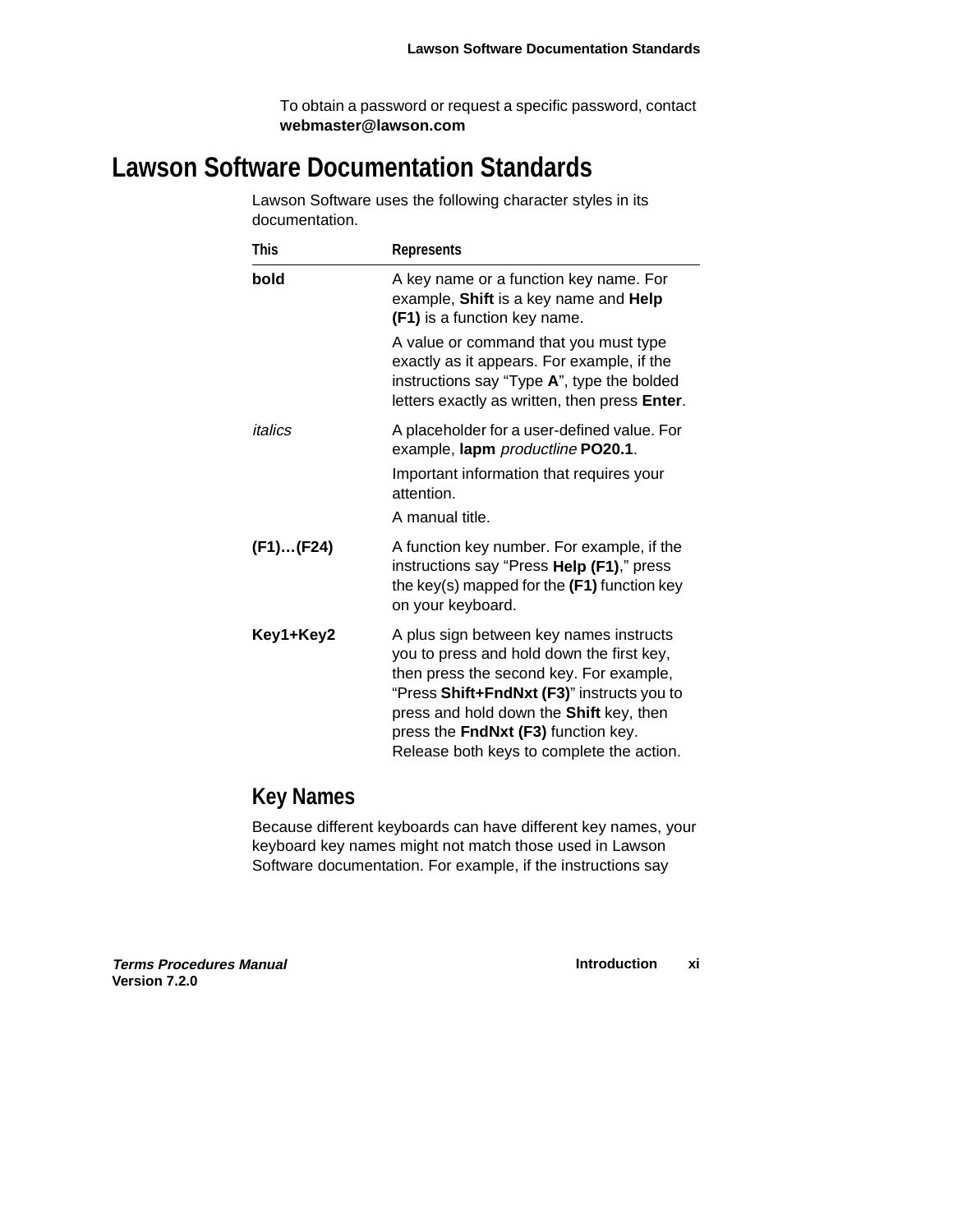To obtain a password or request a specific password, contact **webmaster@lawson.com**

# Lawson Software Documentation Standards

Lawson Software uses the following character styles in its documentation.

| This | Represents |
| --- | --- |
| **bold** | A key name or a function key name. For example, **Shift** is a key name and **Help (F1)** is a function key name.<br><br>A value or command that you must type exactly as it appears. For example, if the instructions say “Type **A**”, type the bolded letters exactly as written, then press **Enter**. |
| *italics* | A placeholder for a user-defined value. For example, **lapm** *productline* **PO20.1**.<br><br>Important information that requires your attention.<br><br>A manual title. |
| **(F1)…(F24)** | A function key number. For example, if the instructions say “Press **Help (F1)**,” press the key(s) mapped for the **(F1)** function key on your keyboard. |
| **Key1+Key2** | A plus sign between key names instructs you to press and hold down the first key, then press the second key. For example, “Press **Shift+FndNxt (F3)**” instructs you to press and hold down the **Shift** key, then press the **FndNxt (F3)** function key. Release both keys to complete the action. |

## Key Names

Because different keyboards can have different key names, your keyboard key names might not match those used in Lawson Software documentation. For example, if the instructions say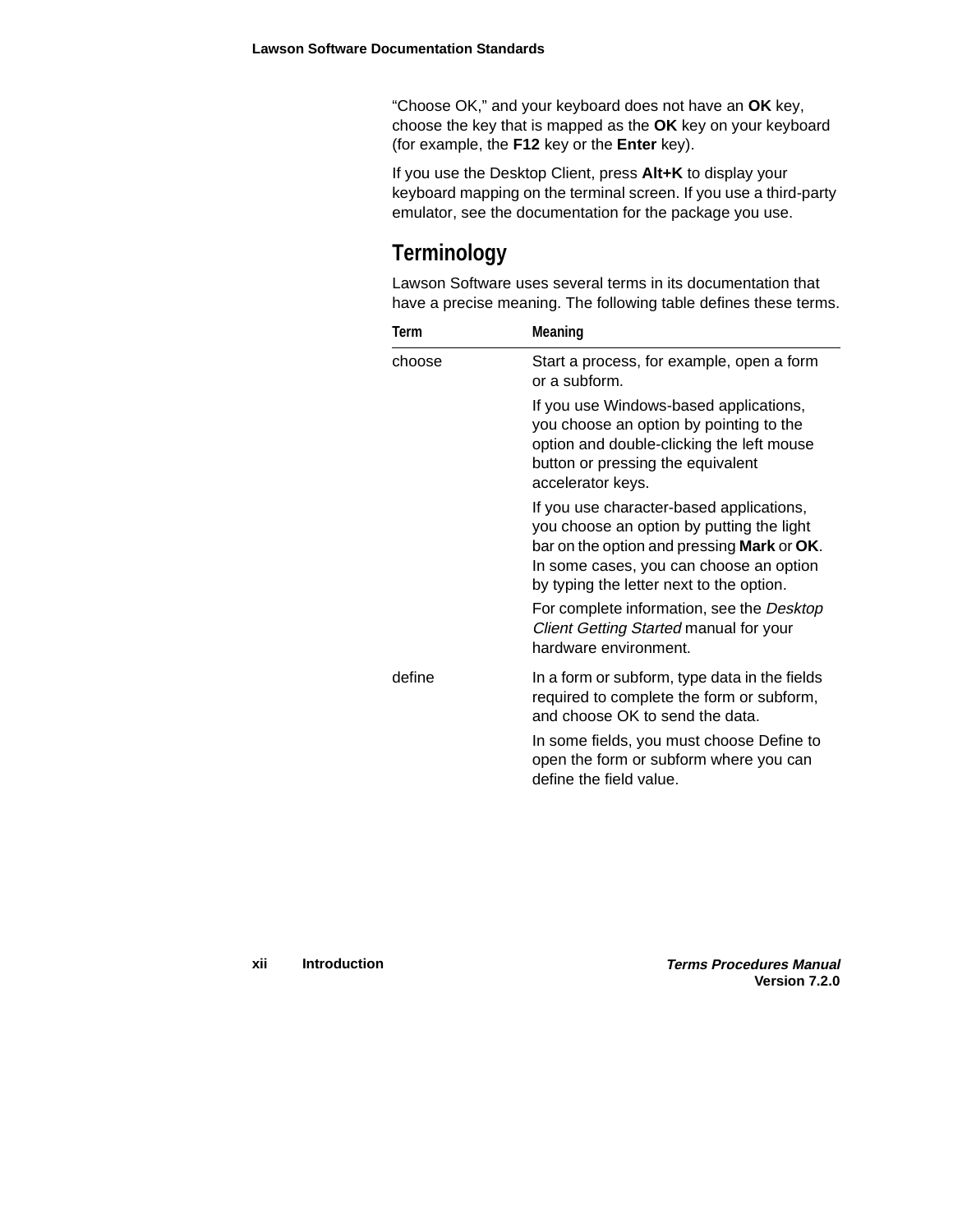"Choose OK," and your keyboard does not have an **OK** key, choose the key that is mapped as the **OK** key on your keyboard (for example, the **F12** key or the **Enter** key).

If you use the Desktop Client, press **Alt+K** to display your keyboard mapping on the terminal screen. If you use a third-party emulator, see the documentation for the package you use.

## Terminology

Lawson Software uses several terms in its documentation that have a precise meaning. The following table defines these terms.

| Term | Meaning |
|---|---|
| choose | Start a process, for example, open a form or a subform.<br><br>If you use Windows-based applications, you choose an option by pointing to the option and double-clicking the left mouse button or pressing the equivalent accelerator keys.<br><br>If you use character-based applications, you choose an option by putting the light bar on the option and pressing **Mark** or **OK**. In some cases, you can choose an option by typing the letter next to the option.<br><br>For complete information, see the *Desktop Client Getting Started* manual for your hardware environment. |
| define | In a form or subform, type data in the fields required to complete the form or subform, and choose OK to send the data.<br><br>In some fields, you must choose Define to open the form or subform where you can define the field value. |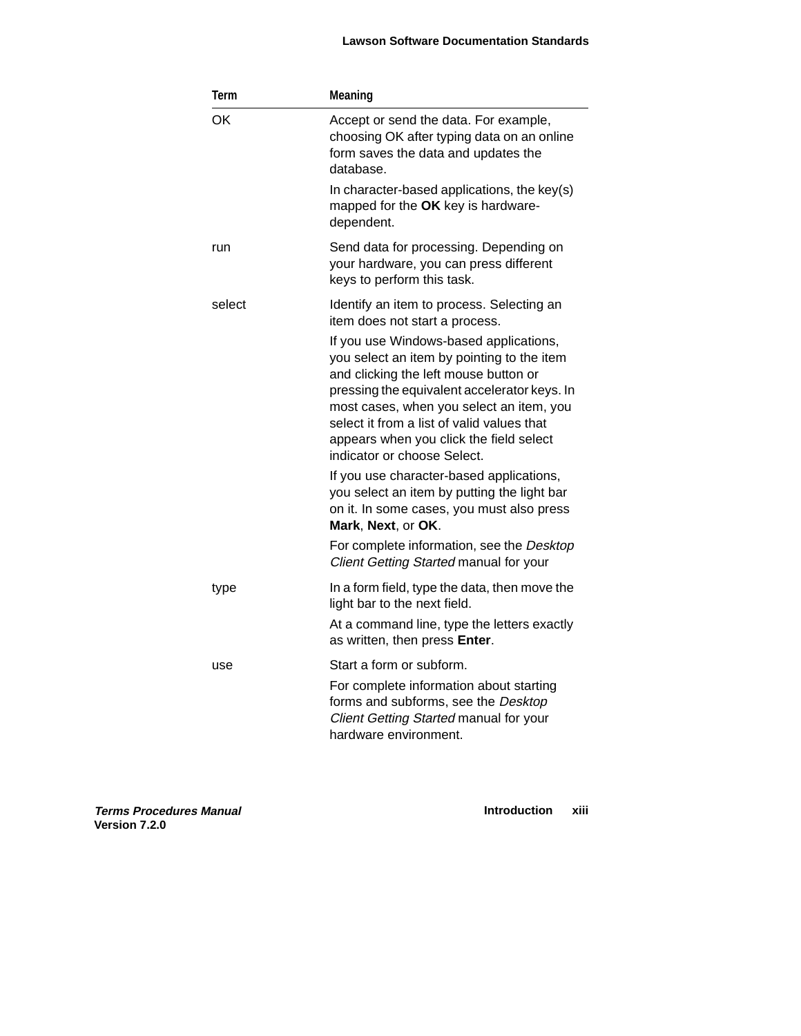| Term | Meaning |
| --- | --- |
| OK | Accept or send the data. For example, choosing OK after typing data on an online form saves the data and updates the database.<br><br>In character-based applications, the key(s) mapped for the **OK** key is hardware-dependent. |
| run | Send data for processing. Depending on your hardware, you can press different keys to perform this task. |
| select | Identify an item to process. Selecting an item does not start a process.<br><br>If you use Windows-based applications, you select an item by pointing to the item and clicking the left mouse button or pressing the equivalent accelerator keys. In most cases, when you select an item, you select it from a list of valid values that appears when you click the field select indicator or choose Select.<br><br>If you use character-based applications, you select an item by putting the light bar on it. In some cases, you must also press **Mark**, **Next**, or **OK**.<br><br>For complete information, see the *Desktop Client Getting Started* manual for your |
| type | In a form field, type the data, then move the light bar to the next field.<br><br>At a command line, type the letters exactly as written, then press **Enter**. |
| use | Start a form or subform.<br><br>For complete information about starting forms and subforms, see the *Desktop Client Getting Started* manual for your hardware environment. |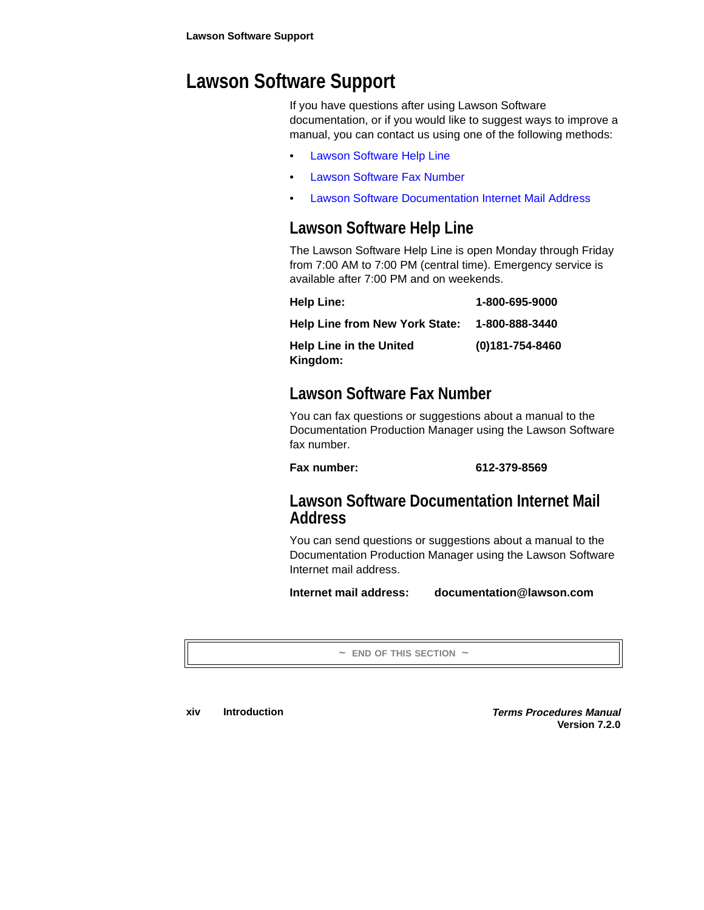# Lawson Software Support

If you have questions after using Lawson Software documentation, or if you would like to suggest ways to improve a manual, you can contact us using one of the following methods:

- Lawson Software Help Line
- Lawson Software Fax Number
- Lawson Software Documentation Internet Mail Address

## Lawson Software Help Line

The Lawson Software Help Line is open Monday through Friday from 7:00 AM to 7:00 PM (central time). Emergency service is available after 7:00 PM and on weekends.

| | |
|---|---|
| **Help Line:** | **1-800-695-9000** |
| **Help Line from New York State:** | **1-800-888-3440** |
| **Help Line in the United Kingdom:** | **(0)181-754-8460** |

## Lawson Software Fax Number

You can fax questions or suggestions about a manual to the Documentation Production Manager using the Lawson Software fax number.

**Fax number:** **612-379-8569**

## Lawson Software Documentation Internet Mail Address

You can send questions or suggestions about a manual to the Documentation Production Manager using the Lawson Software Internet mail address.

**Internet mail address:** **documentation@lawson.com**

~ END OF THIS SECTION ~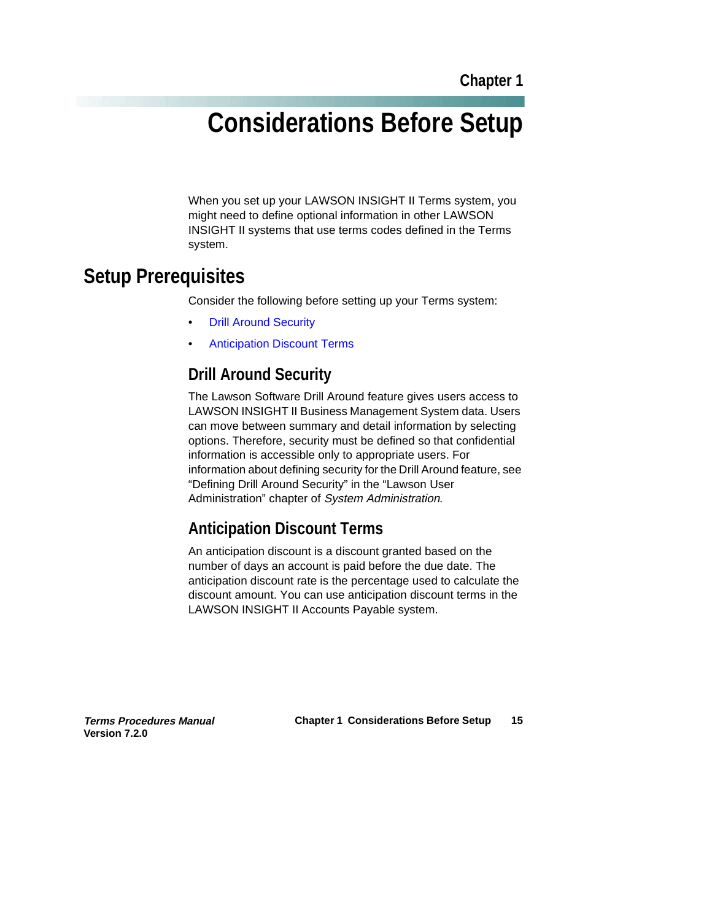Chapter 1

# Considerations Before Setup

When you set up your LAWSON INSIGHT II Terms system, you might need to define optional information in other LAWSON INSIGHT II systems that use terms codes defined in the Terms system.

## Setup Prerequisites

Consider the following before setting up your Terms system:

- Drill Around Security
- Anticipation Discount Terms

### Drill Around Security

The Lawson Software Drill Around feature gives users access to LAWSON INSIGHT II Business Management System data. Users can move between summary and detail information by selecting options. Therefore, security must be defined so that confidential information is accessible only to appropriate users. For information about defining security for the Drill Around feature, see “Defining Drill Around Security” in the “Lawson User Administration” chapter of *System Administration*.

### Anticipation Discount Terms

An anticipation discount is a discount granted based on the number of days an account is paid before the due date. The anticipation discount rate is the percentage used to calculate the discount amount. You can use anticipation discount terms in the LAWSON INSIGHT II Accounts Payable system.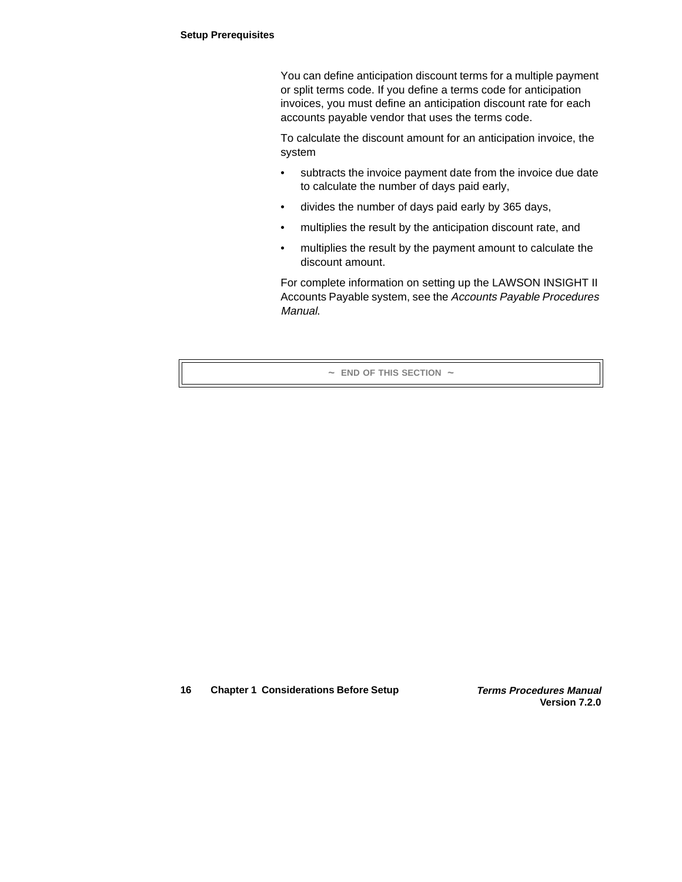You can define anticipation discount terms for a multiple payment or split terms code. If you define a terms code for anticipation invoices, you must define an anticipation discount rate for each accounts payable vendor that uses the terms code.

To calculate the discount amount for an anticipation invoice, the system

- subtracts the invoice payment date from the invoice due date to calculate the number of days paid early,
- divides the number of days paid early by 365 days,
- multiplies the result by the anticipation discount rate, and
- multiplies the result by the payment amount to calculate the discount amount.

For complete information on setting up the LAWSON INSIGHT II Accounts Payable system, see the *Accounts Payable Procedures Manual*.

~ END OF THIS SECTION ~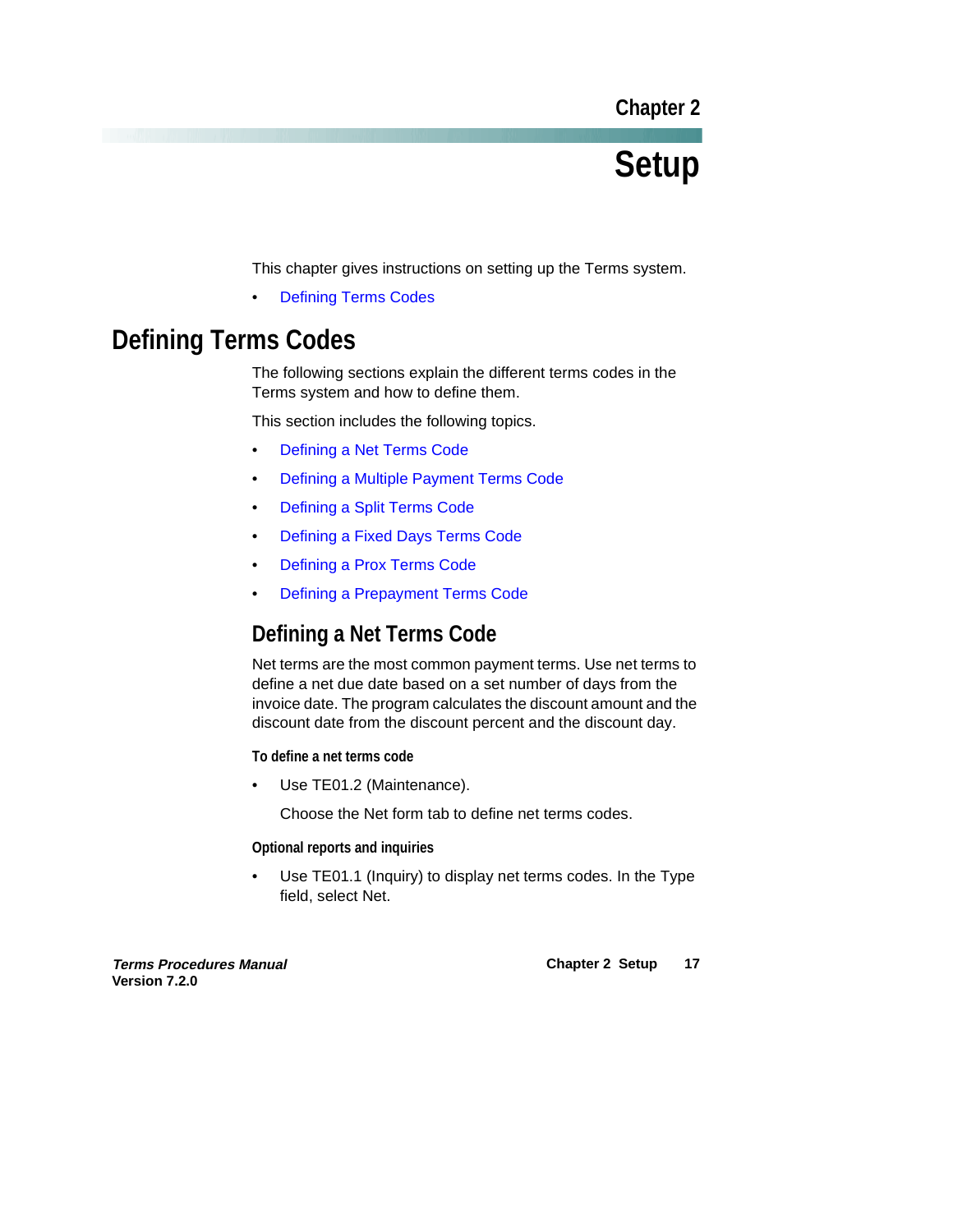# Chapter 2

# Setup

This chapter gives instructions on setting up the Terms system.

- Defining Terms Codes

## Defining Terms Codes

The following sections explain the different terms codes in the Terms system and how to define them.

This section includes the following topics.

- Defining a Net Terms Code
- Defining a Multiple Payment Terms Code
- Defining a Split Terms Code
- Defining a Fixed Days Terms Code
- Defining a Prox Terms Code
- Defining a Prepayment Terms Code

### Defining a Net Terms Code

Net terms are the most common payment terms. Use net terms to define a net due date based on a set number of days from the invoice date. The program calculates the discount amount and the discount date from the discount percent and the discount day.

#### To define a net terms code

- Use TE01.2 (Maintenance).

  Choose the Net form tab to define net terms codes.

#### Optional reports and inquiries

- Use TE01.1 (Inquiry) to display net terms codes. In the Type field, select Net.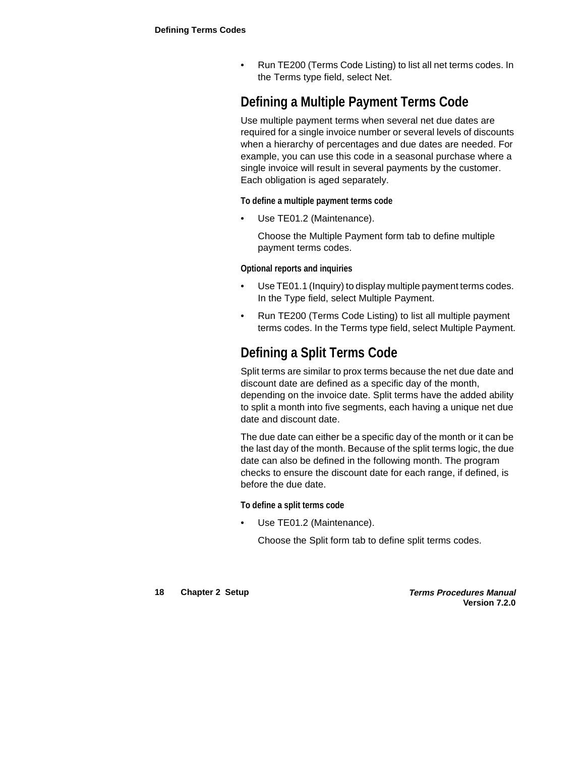- Run TE200 (Terms Code Listing) to list all net terms codes. In the Terms type field, select Net.

## Defining a Multiple Payment Terms Code

Use multiple payment terms when several net due dates are required for a single invoice number or several levels of discounts when a hierarchy of percentages and due dates are needed. For example, you can use this code in a seasonal purchase where a single invoice will result in several payments by the customer. Each obligation is aged separately.

#### To define a multiple payment terms code

- Use TE01.2 (Maintenance).

  Choose the Multiple Payment form tab to define multiple payment terms codes.

#### Optional reports and inquiries

- Use TE01.1 (Inquiry) to display multiple payment terms codes. In the Type field, select Multiple Payment.
- Run TE200 (Terms Code Listing) to list all multiple payment terms codes. In the Terms type field, select Multiple Payment.

## Defining a Split Terms Code

Split terms are similar to prox terms because the net due date and discount date are defined as a specific day of the month, depending on the invoice date. Split terms have the added ability to split a month into five segments, each having a unique net due date and discount date.

The due date can either be a specific day of the month or it can be the last day of the month. Because of the split terms logic, the due date can also be defined in the following month. The program checks to ensure the discount date for each range, if defined, is before the due date.

#### To define a split terms code

- Use TE01.2 (Maintenance).

  Choose the Split form tab to define split terms codes.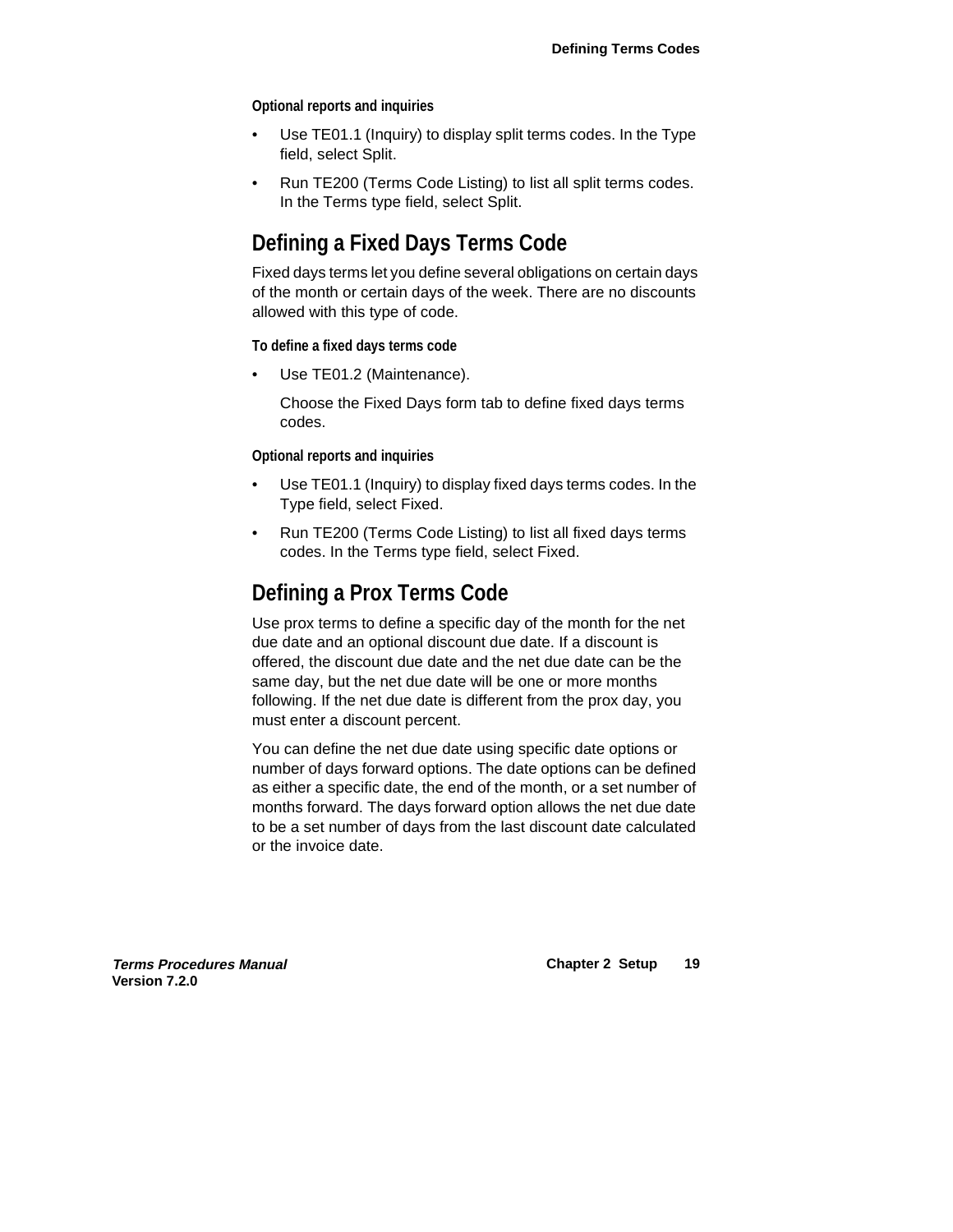**Optional reports and inquiries**

- Use TE01.1 (Inquiry) to display split terms codes. In the Type field, select Split.
- Run TE200 (Terms Code Listing) to list all split terms codes. In the Terms type field, select Split.

## Defining a Fixed Days Terms Code

Fixed days terms let you define several obligations on certain days of the month or certain days of the week. There are no discounts allowed with this type of code.

**To define a fixed days terms code**

- Use TE01.2 (Maintenance).

  Choose the Fixed Days form tab to define fixed days terms codes.

**Optional reports and inquiries**

- Use TE01.1 (Inquiry) to display fixed days terms codes. In the Type field, select Fixed.
- Run TE200 (Terms Code Listing) to list all fixed days terms codes. In the Terms type field, select Fixed.

## Defining a Prox Terms Code

Use prox terms to define a specific day of the month for the net due date and an optional discount due date. If a discount is offered, the discount due date and the net due date can be the same day, but the net due date will be one or more months following. If the net due date is different from the prox day, you must enter a discount percent.

You can define the net due date using specific date options or number of days forward options. The date options can be defined as either a specific date, the end of the month, or a set number of months forward. The days forward option allows the net due date to be a set number of days from the last discount date calculated or the invoice date.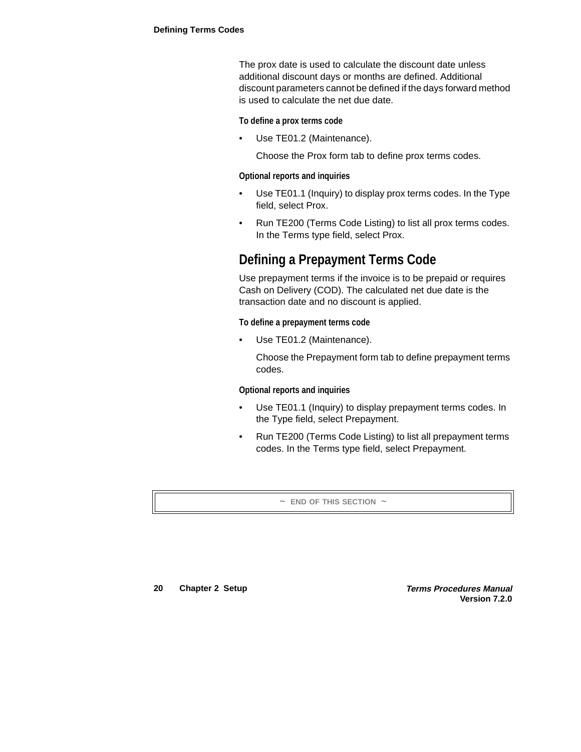The prox date is used to calculate the discount date unless additional discount days or months are defined. Additional discount parameters cannot be defined if the days forward method is used to calculate the net due date.

#### To define a prox terms code

- Use TE01.2 (Maintenance).

  Choose the Prox form tab to define prox terms codes.

#### Optional reports and inquiries

- Use TE01.1 (Inquiry) to display prox terms codes. In the Type field, select Prox.
- Run TE200 (Terms Code Listing) to list all prox terms codes. In the Terms type field, select Prox.

## Defining a Prepayment Terms Code

Use prepayment terms if the invoice is to be prepaid or requires Cash on Delivery (COD). The calculated net due date is the transaction date and no discount is applied.

#### To define a prepayment terms code

- Use TE01.2 (Maintenance).

  Choose the Prepayment form tab to define prepayment terms codes.

#### Optional reports and inquiries

- Use TE01.1 (Inquiry) to display prepayment terms codes. In the Type field, select Prepayment.
- Run TE200 (Terms Code Listing) to list all prepayment terms codes. In the Terms type field, select Prepayment.

~ END OF THIS SECTION ~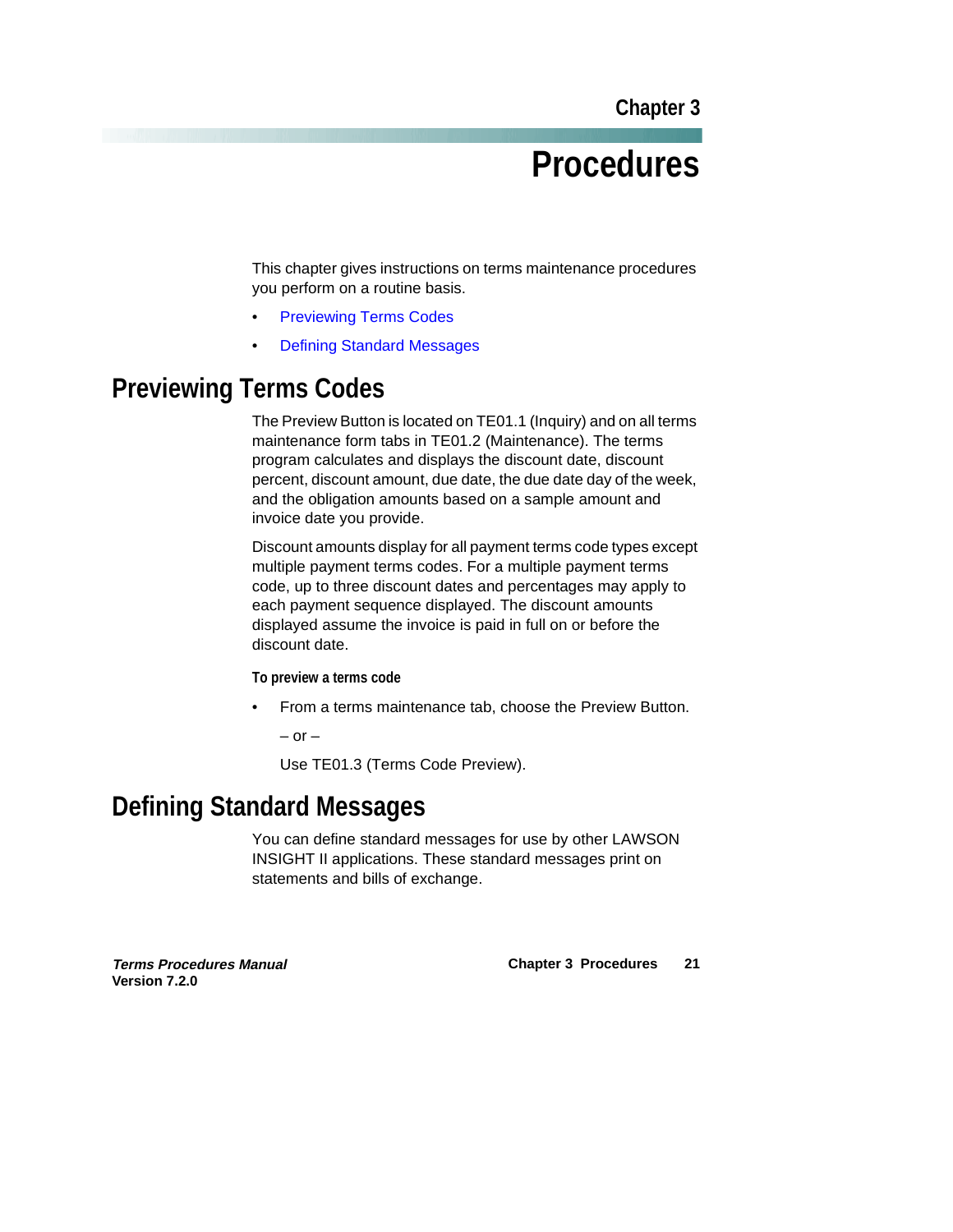# Chapter 3

# Procedures

This chapter gives instructions on terms maintenance procedures you perform on a routine basis.

- Previewing Terms Codes
- Defining Standard Messages

## Previewing Terms Codes

The Preview Button is located on TE01.1 (Inquiry) and on all terms maintenance form tabs in TE01.2 (Maintenance). The terms program calculates and displays the discount date, discount percent, discount amount, due date, the due date day of the week, and the obligation amounts based on a sample amount and invoice date you provide.

Discount amounts display for all payment terms code types except multiple payment terms codes. For a multiple payment terms code, up to three discount dates and percentages may apply to each payment sequence displayed. The discount amounts displayed assume the invoice is paid in full on or before the discount date.

**To preview a terms code**

- From a terms maintenance tab, choose the Preview Button.

  – or –

  Use TE01.3 (Terms Code Preview).

## Defining Standard Messages

You can define standard messages for use by other LAWSON INSIGHT II applications. These standard messages print on statements and bills of exchange.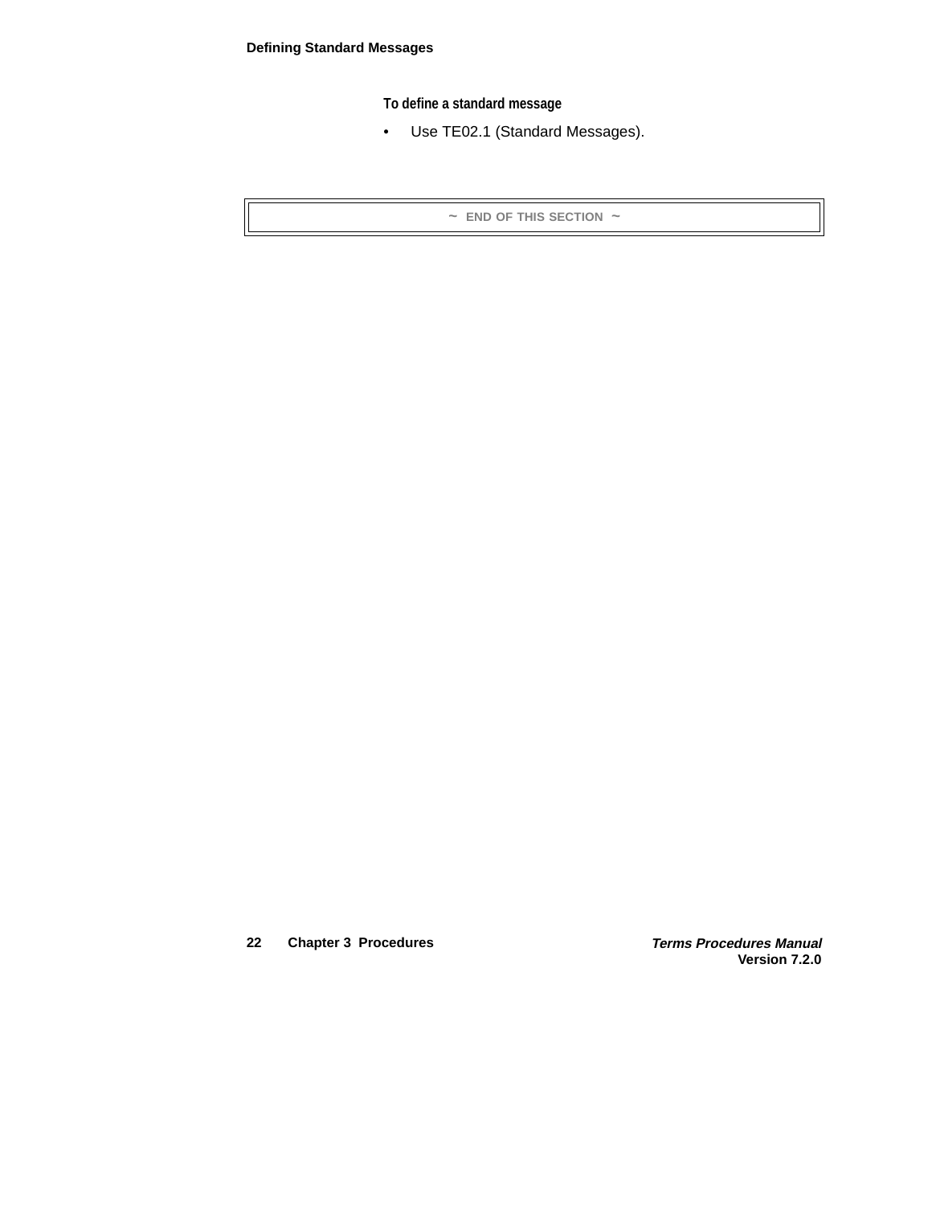## Defining Standard Messages

**To define a standard message**

- Use TE02.1 (Standard Messages).

~ END OF THIS SECTION ~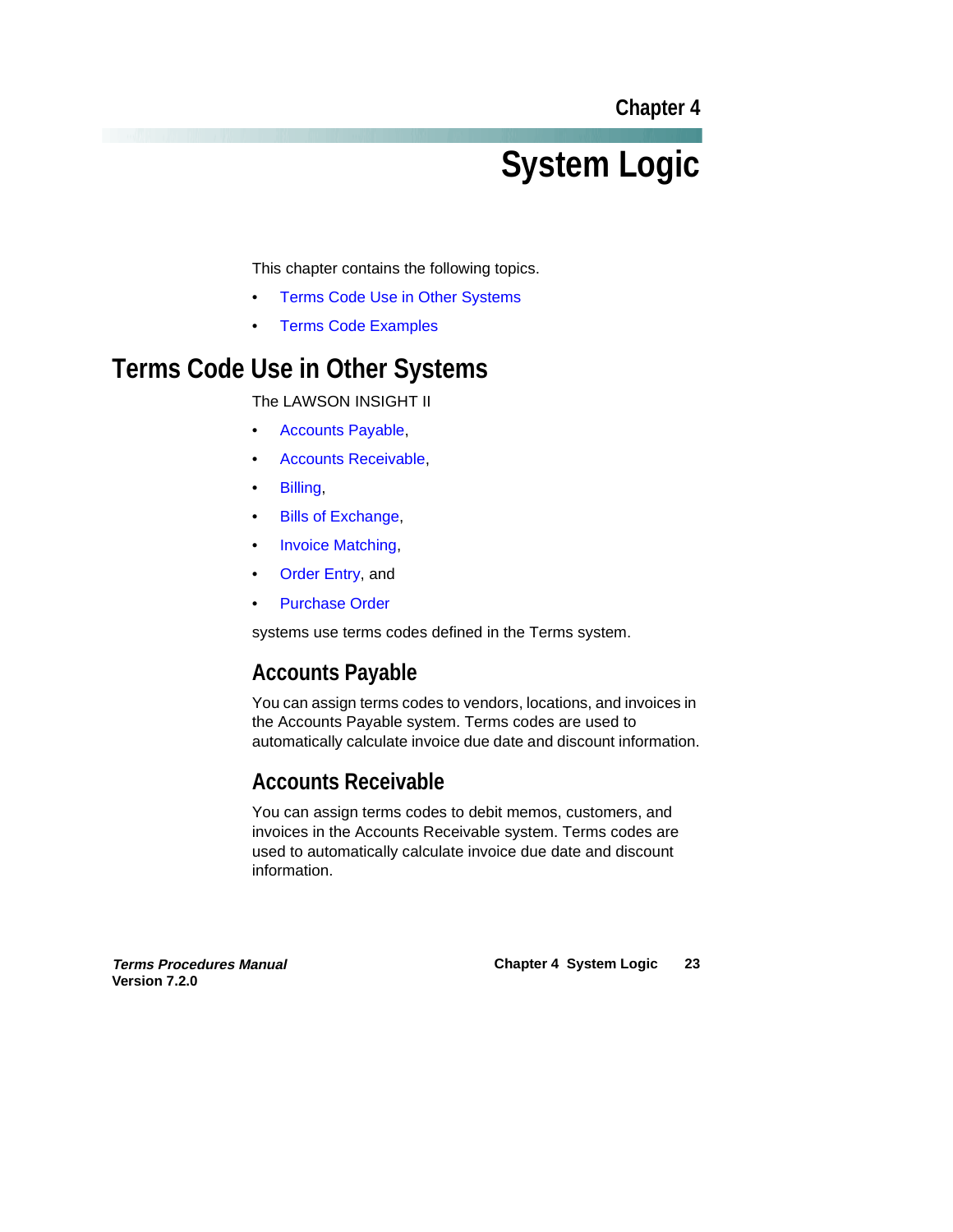Chapter 4

# System Logic

This chapter contains the following topics.

- Terms Code Use in Other Systems
- Terms Code Examples

## Terms Code Use in Other Systems

The LAWSON INSIGHT II

- Accounts Payable,
- Accounts Receivable,
- Billing,
- Bills of Exchange,
- Invoice Matching,
- Order Entry, and
- Purchase Order

systems use terms codes defined in the Terms system.

### Accounts Payable

You can assign terms codes to vendors, locations, and invoices in the Accounts Payable system. Terms codes are used to automatically calculate invoice due date and discount information.

### Accounts Receivable

You can assign terms codes to debit memos, customers, and invoices in the Accounts Receivable system. Terms codes are used to automatically calculate invoice due date and discount information.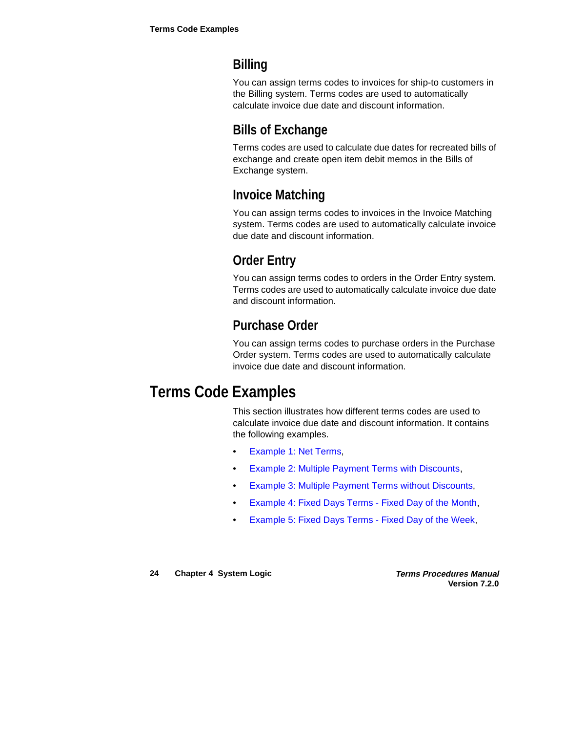### Billing

You can assign terms codes to invoices for ship-to customers in the Billing system. Terms codes are used to automatically calculate invoice due date and discount information.

### Bills of Exchange

Terms codes are used to calculate due dates for recreated bills of exchange and create open item debit memos in the Bills of Exchange system.

### Invoice Matching

You can assign terms codes to invoices in the Invoice Matching system. Terms codes are used to automatically calculate invoice due date and discount information.

### Order Entry

You can assign terms codes to orders in the Order Entry system. Terms codes are used to automatically calculate invoice due date and discount information.

### Purchase Order

You can assign terms codes to purchase orders in the Purchase Order system. Terms codes are used to automatically calculate invoice due date and discount information.

## Terms Code Examples

This section illustrates how different terms codes are used to calculate invoice due date and discount information. It contains the following examples.

- Example 1: Net Terms,
- Example 2: Multiple Payment Terms with Discounts,
- Example 3: Multiple Payment Terms without Discounts,
- Example 4: Fixed Days Terms - Fixed Day of the Month,
- Example 5: Fixed Days Terms - Fixed Day of the Week,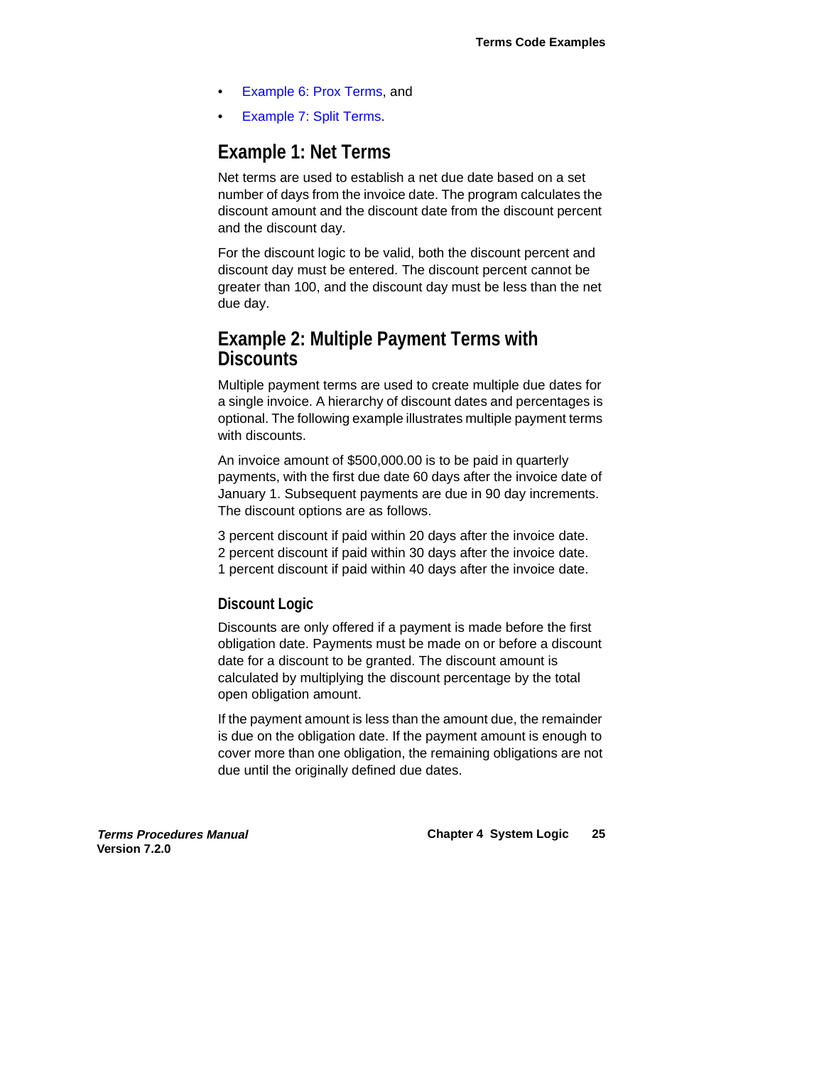- Example 6: Prox Terms, and
- Example 7: Split Terms.

## Example 1: Net Terms

Net terms are used to establish a net due date based on a set number of days from the invoice date. The program calculates the discount amount and the discount date from the discount percent and the discount day.

For the discount logic to be valid, both the discount percent and discount day must be entered. The discount percent cannot be greater than 100, and the discount day must be less than the net due day.

## Example 2: Multiple Payment Terms with Discounts

Multiple payment terms are used to create multiple due dates for a single invoice. A hierarchy of discount dates and percentages is optional. The following example illustrates multiple payment terms with discounts.

An invoice amount of $500,000.00 is to be paid in quarterly payments, with the first due date 60 days after the invoice date of January 1. Subsequent payments are due in 90 day increments. The discount options are as follows.

3 percent discount if paid within 20 days after the invoice date.
2 percent discount if paid within 30 days after the invoice date.
1 percent discount if paid within 40 days after the invoice date.

### Discount Logic

Discounts are only offered if a payment is made before the first obligation date. Payments must be made on or before a discount date for a discount to be granted. The discount amount is calculated by multiplying the discount percentage by the total open obligation amount.

If the payment amount is less than the amount due, the remainder is due on the obligation date. If the payment amount is enough to cover more than one obligation, the remaining obligations are not due until the originally defined due dates.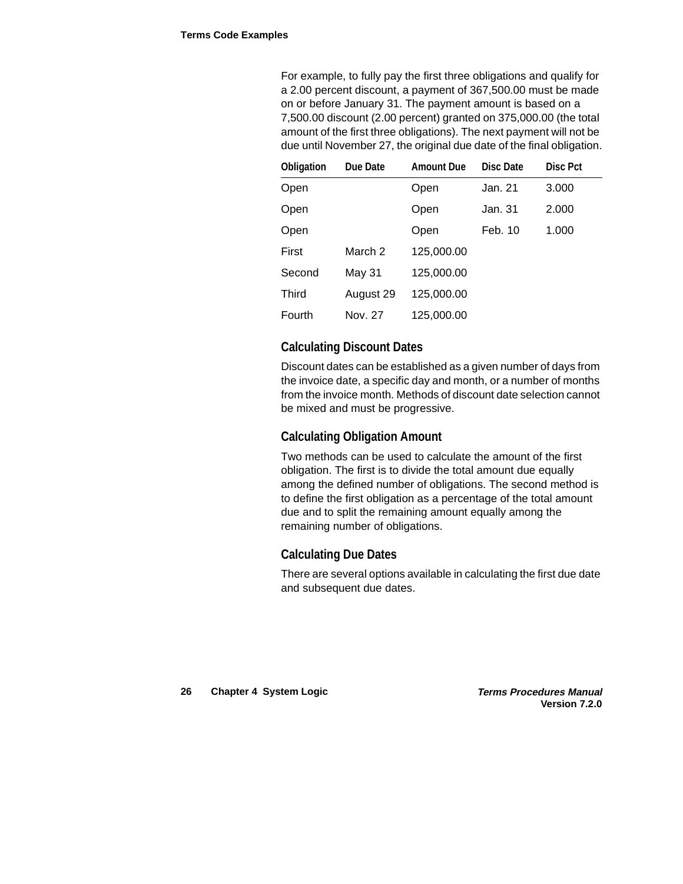For example, to fully pay the first three obligations and qualify for a 2.00 percent discount, a payment of 367,500.00 must be made on or before January 31. The payment amount is based on a 7,500.00 discount (2.00 percent) granted on 375,000.00 (the total amount of the first three obligations). The next payment will not be due until November 27, the original due date of the final obligation.

| Obligation | Due Date | Amount Due | Disc Date | Disc Pct |
|---|---|---|---|---|
| Open | | Open | Jan. 21 | 3.000 |
| Open | | Open | Jan. 31 | 2.000 |
| Open | | Open | Feb. 10 | 1.000 |
| First | March 2 | 125,000.00 | | |
| Second | May 31 | 125,000.00 | | |
| Third | August 29 | 125,000.00 | | |
| Fourth | Nov. 27 | 125,000.00 | | |

### Calculating Discount Dates

Discount dates can be established as a given number of days from the invoice date, a specific day and month, or a number of months from the invoice month. Methods of discount date selection cannot be mixed and must be progressive.

### Calculating Obligation Amount

Two methods can be used to calculate the amount of the first obligation. The first is to divide the total amount due equally among the defined number of obligations. The second method is to define the first obligation as a percentage of the total amount due and to split the remaining amount equally among the remaining number of obligations.

### Calculating Due Dates

There are several options available in calculating the first due date and subsequent due dates.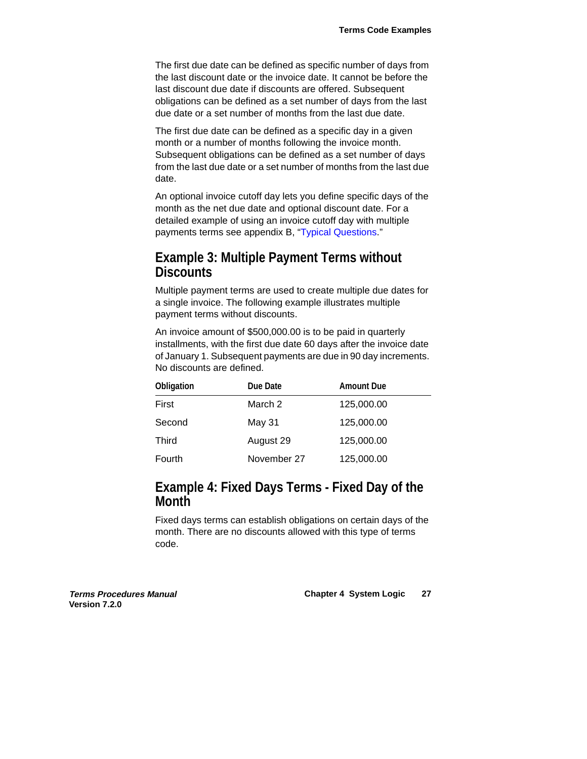The first due date can be defined as specific number of days from the last discount date or the invoice date. It cannot be before the last discount due date if discounts are offered. Subsequent obligations can be defined as a set number of days from the last due date or a set number of months from the last due date.

The first due date can be defined as a specific day in a given month or a number of months following the invoice month. Subsequent obligations can be defined as a set number of days from the last due date or a set number of months from the last due date.

An optional invoice cutoff day lets you define specific days of the month as the net due date and optional discount date. For a detailed example of using an invoice cutoff day with multiple payments terms see appendix B, "Typical Questions."

## Example 3: Multiple Payment Terms without Discounts

Multiple payment terms are used to create multiple due dates for a single invoice. The following example illustrates multiple payment terms without discounts.

An invoice amount of $500,000.00 is to be paid in quarterly installments, with the first due date 60 days after the invoice date of January 1. Subsequent payments are due in 90 day increments. No discounts are defined.

| Obligation | Due Date | Amount Due |
|---|---|---|
| First | March 2 | 125,000.00 |
| Second | May 31 | 125,000.00 |
| Third | August 29 | 125,000.00 |
| Fourth | November 27 | 125,000.00 |

## Example 4: Fixed Days Terms - Fixed Day of the Month

Fixed days terms can establish obligations on certain days of the month. There are no discounts allowed with this type of terms code.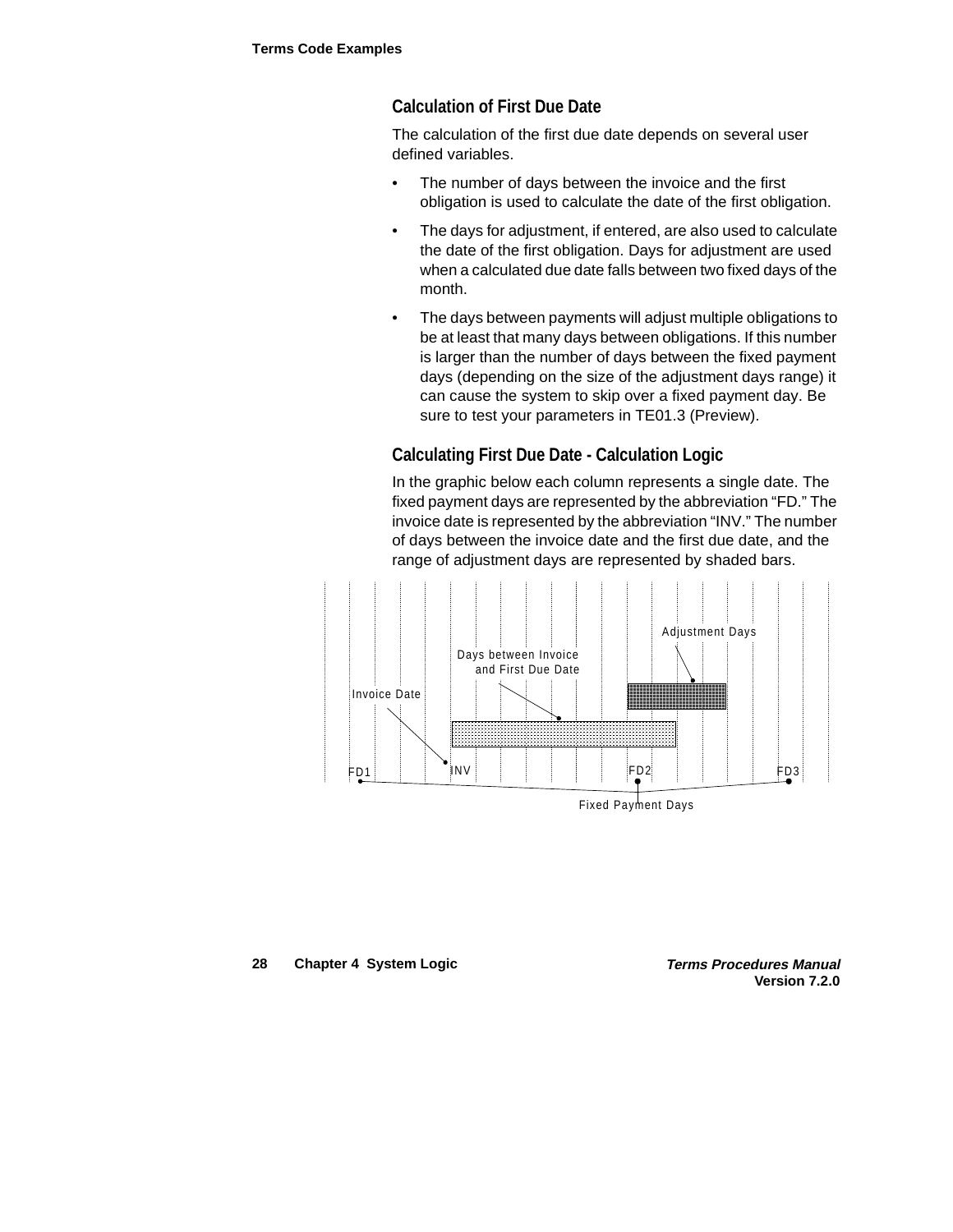## Calculation of First Due Date

The calculation of the first due date depends on several user defined variables.

- The number of days between the invoice and the first obligation is used to calculate the date of the first obligation.
- The days for adjustment, if entered, are also used to calculate the date of the first obligation. Days for adjustment are used when a calculated due date falls between two fixed days of the month.
- The days between payments will adjust multiple obligations to be at least that many days between obligations. If this number is larger than the number of days between the fixed payment days (depending on the size of the adjustment days range) it can cause the system to skip over a fixed payment day. Be sure to test your parameters in TE01.3 (Preview).

## Calculating First Due Date - Calculation Logic

In the graphic below each column represents a single date. The fixed payment days are represented by the abbreviation “FD.” The invoice date is represented by the abbreviation “INV.” The number of days between the invoice date and the first due date, and the range of adjustment days are represented by shaded bars.

Adjustment Days

Days between Invoice and First Due Date

Invoice Date

FD1 INV FD2 FD3

Fixed Payment Days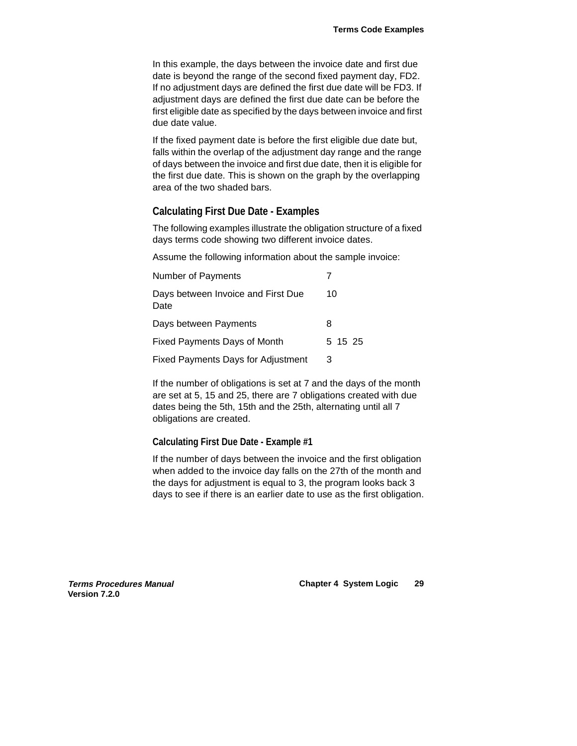In this example, the days between the invoice date and first due date is beyond the range of the second fixed payment day, FD2. If no adjustment days are defined the first due date will be FD3. If adjustment days are defined the first due date can be before the first eligible date as specified by the days between invoice and first due date value.

If the fixed payment date is before the first eligible due date but, falls within the overlap of the adjustment day range and the range of days between the invoice and first due date, then it is eligible for the first due date. This is shown on the graph by the overlapping area of the two shaded bars.

## Calculating First Due Date - Examples

The following examples illustrate the obligation structure of a fixed days terms code showing two different invoice dates.

Assume the following information about the sample invoice:

| | |
|---|---|
| Number of Payments | 7 |
| Days between Invoice and First Due Date | 10 |
| Days between Payments | 8 |
| Fixed Payments Days of Month | 5 15 25 |
| Fixed Payments Days for Adjustment | 3 |

If the number of obligations is set at 7 and the days of the month are set at 5, 15 and 25, there are 7 obligations created with due dates being the 5th, 15th and the 25th, alternating until all 7 obligations are created.

### Calculating First Due Date - Example #1

If the number of days between the invoice and the first obligation when added to the invoice day falls on the 27th of the month and the days for adjustment is equal to 3, the program looks back 3 days to see if there is an earlier date to use as the first obligation.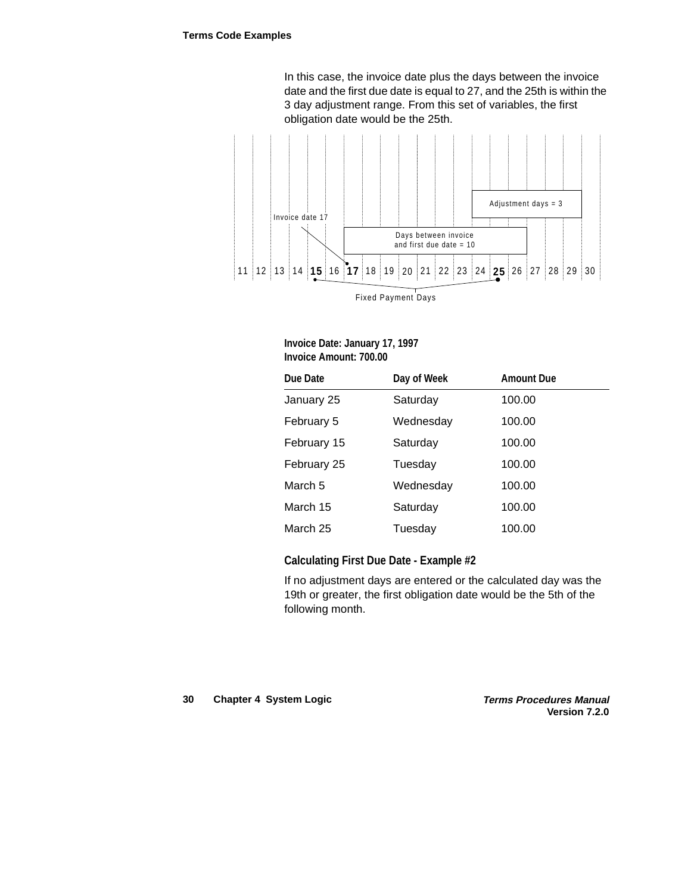In this case, the invoice date plus the days between the invoice date and the first due date is equal to 27, and the 25th is within the 3 day adjustment range. From this set of variables, the first obligation date would be the 25th.

Adjustment days = 3

Invoice date 17

Days between invoice and first due date = 10

11 12 13 14 **15** 16 **17** 18 19 20 21 22 23 24 **25** 26 27 28 29 30

Fixed Payment Days

**Invoice Date: January 17, 1997**
**Invoice Amount: 700.00**

| Due Date | Day of Week | Amount Due |
| --- | --- | --- |
| January 25 | Saturday | 100.00 |
| February 5 | Wednesday | 100.00 |
| February 15 | Saturday | 100.00 |
| February 25 | Tuesday | 100.00 |
| March 5 | Wednesday | 100.00 |
| March 15 | Saturday | 100.00 |
| March 25 | Tuesday | 100.00 |

### Calculating First Due Date - Example #2

If no adjustment days are entered or the calculated day was the 19th or greater, the first obligation date would be the 5th of the following month.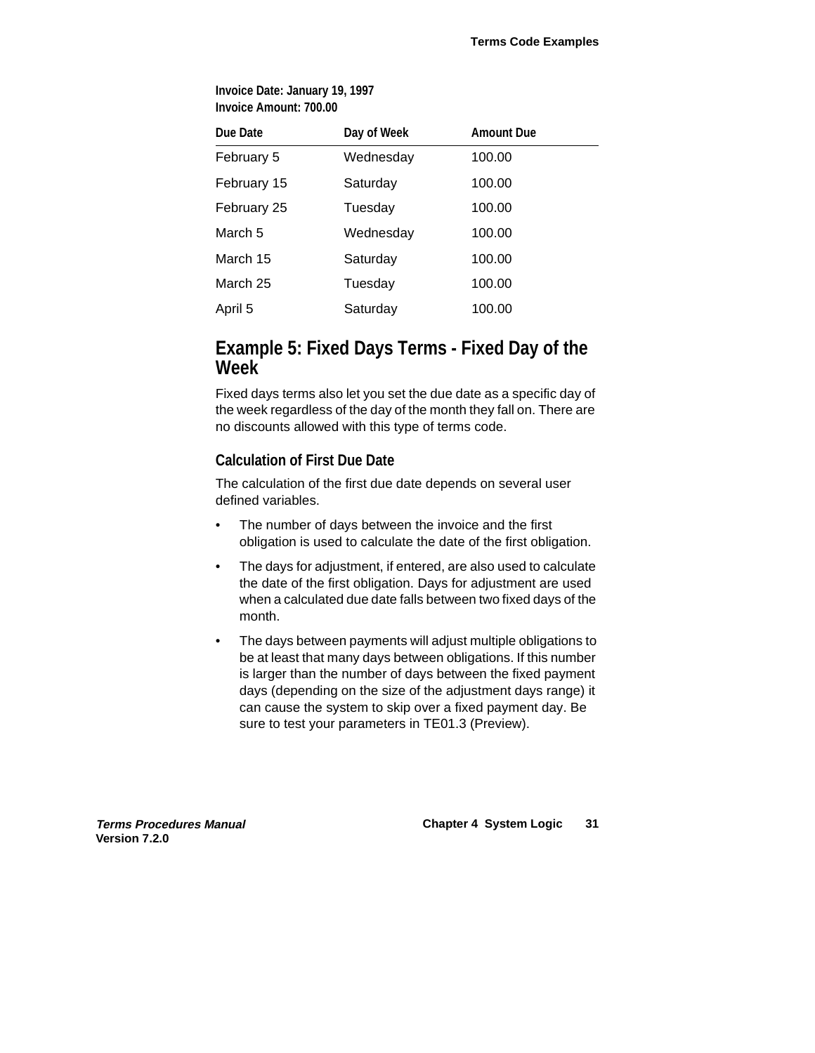**Invoice Date: January 19, 1997**
**Invoice Amount: 700.00**

| Due Date | Day of Week | Amount Due |
|---|---|---|
| February 5 | Wednesday | 100.00 |
| February 15 | Saturday | 100.00 |
| February 25 | Tuesday | 100.00 |
| March 5 | Wednesday | 100.00 |
| March 15 | Saturday | 100.00 |
| March 25 | Tuesday | 100.00 |
| April 5 | Saturday | 100.00 |

## Example 5: Fixed Days Terms - Fixed Day of the Week

Fixed days terms also let you set the due date as a specific day of the week regardless of the day of the month they fall on. There are no discounts allowed with this type of terms code.

### Calculation of First Due Date

The calculation of the first due date depends on several user defined variables.

- The number of days between the invoice and the first obligation is used to calculate the date of the first obligation.
- The days for adjustment, if entered, are also used to calculate the date of the first obligation. Days for adjustment are used when a calculated due date falls between two fixed days of the month.
- The days between payments will adjust multiple obligations to be at least that many days between obligations. If this number is larger than the number of days between the fixed payment days (depending on the size of the adjustment days range) it can cause the system to skip over a fixed payment day. Be sure to test your parameters in TE01.3 (Preview).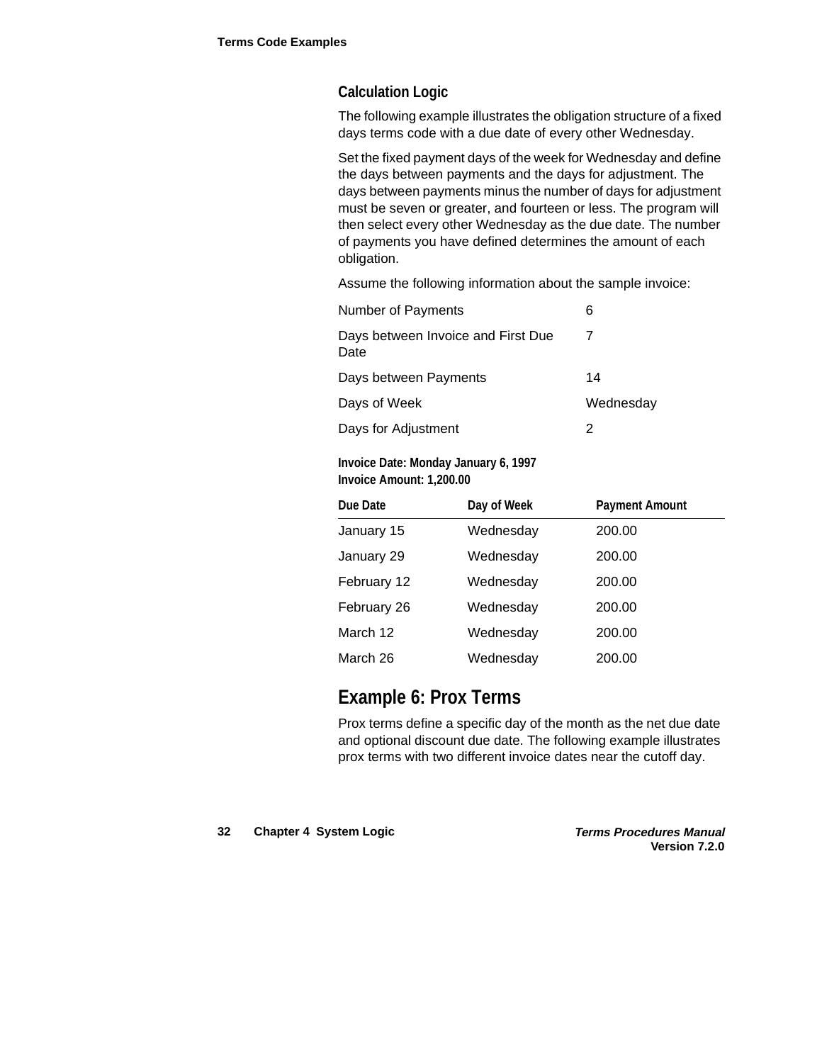### Calculation Logic

The following example illustrates the obligation structure of a fixed days terms code with a due date of every other Wednesday.

Set the fixed payment days of the week for Wednesday and define the days between payments and the days for adjustment. The days between payments minus the number of days for adjustment must be seven or greater, and fourteen or less. The program will then select every other Wednesday as the due date. The number of payments you have defined determines the amount of each obligation.

Assume the following information about the sample invoice:

| | |
|---|---|
| Number of Payments | 6 |
| Days between Invoice and First Due Date | 7 |
| Days between Payments | 14 |
| Days of Week | Wednesday |
| Days for Adjustment | 2 |

**Invoice Date: Monday January 6, 1997**
**Invoice Amount: 1,200.00**

| Due Date | Day of Week | Payment Amount |
|---|---|---|
| January 15 | Wednesday | 200.00 |
| January 29 | Wednesday | 200.00 |
| February 12 | Wednesday | 200.00 |
| February 26 | Wednesday | 200.00 |
| March 12 | Wednesday | 200.00 |
| March 26 | Wednesday | 200.00 |

## Example 6: Prox Terms

Prox terms define a specific day of the month as the net due date and optional discount due date. The following example illustrates prox terms with two different invoice dates near the cutoff day.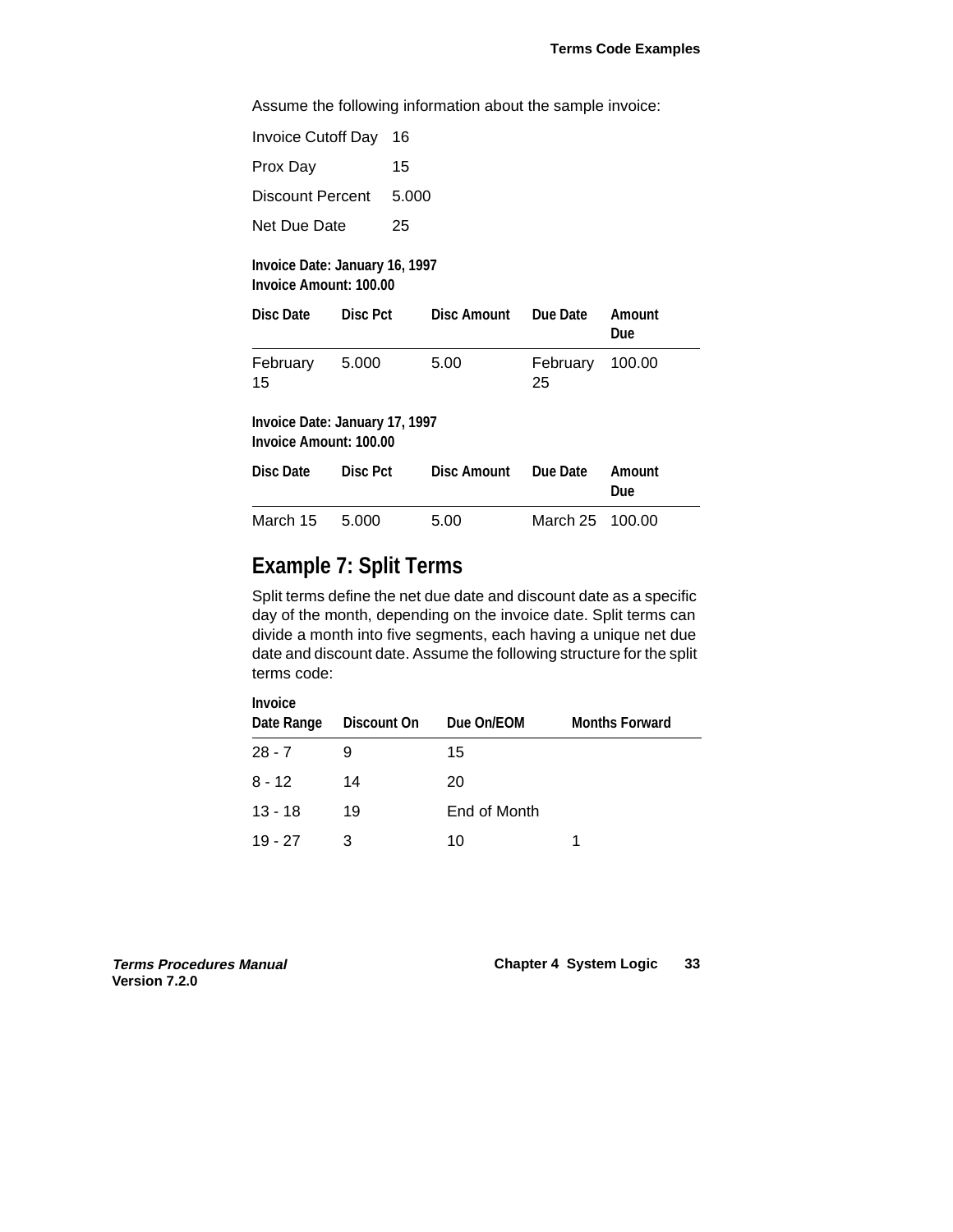Assume the following information about the sample invoice:

| | |
|---|---|
| Invoice Cutoff Day | 16 |
| Prox Day | 15 |
| Discount Percent | 5.000 |
| Net Due Date | 25 |

**Invoice Date: January 16, 1997**
**Invoice Amount: 100.00**

| Disc Date | Disc Pct | Disc Amount | Due Date | Amount Due |
|---|---|---|---|---|
| February 15 | 5.000 | 5.00 | February 25 | 100.00 |

**Invoice Date: January 17, 1997**
**Invoice Amount: 100.00**

| Disc Date | Disc Pct | Disc Amount | Due Date | Amount Due |
|---|---|---|---|---|
| March 15 | 5.000 | 5.00 | March 25 | 100.00 |

## Example 7: Split Terms

Split terms define the net due date and discount date as a specific day of the month, depending on the invoice date. Split terms can divide a month into five segments, each having a unique net due date and discount date. Assume the following structure for the split terms code:

| Invoice Date Range | Discount On | Due On/EOM | Months Forward |
|---|---|---|---|
| 28 - 7 | 9 | 15 | |
| 8 - 12 | 14 | 20 | |
| 13 - 18 | 19 | End of Month | |
| 19 - 27 | 3 | 10 | 1 |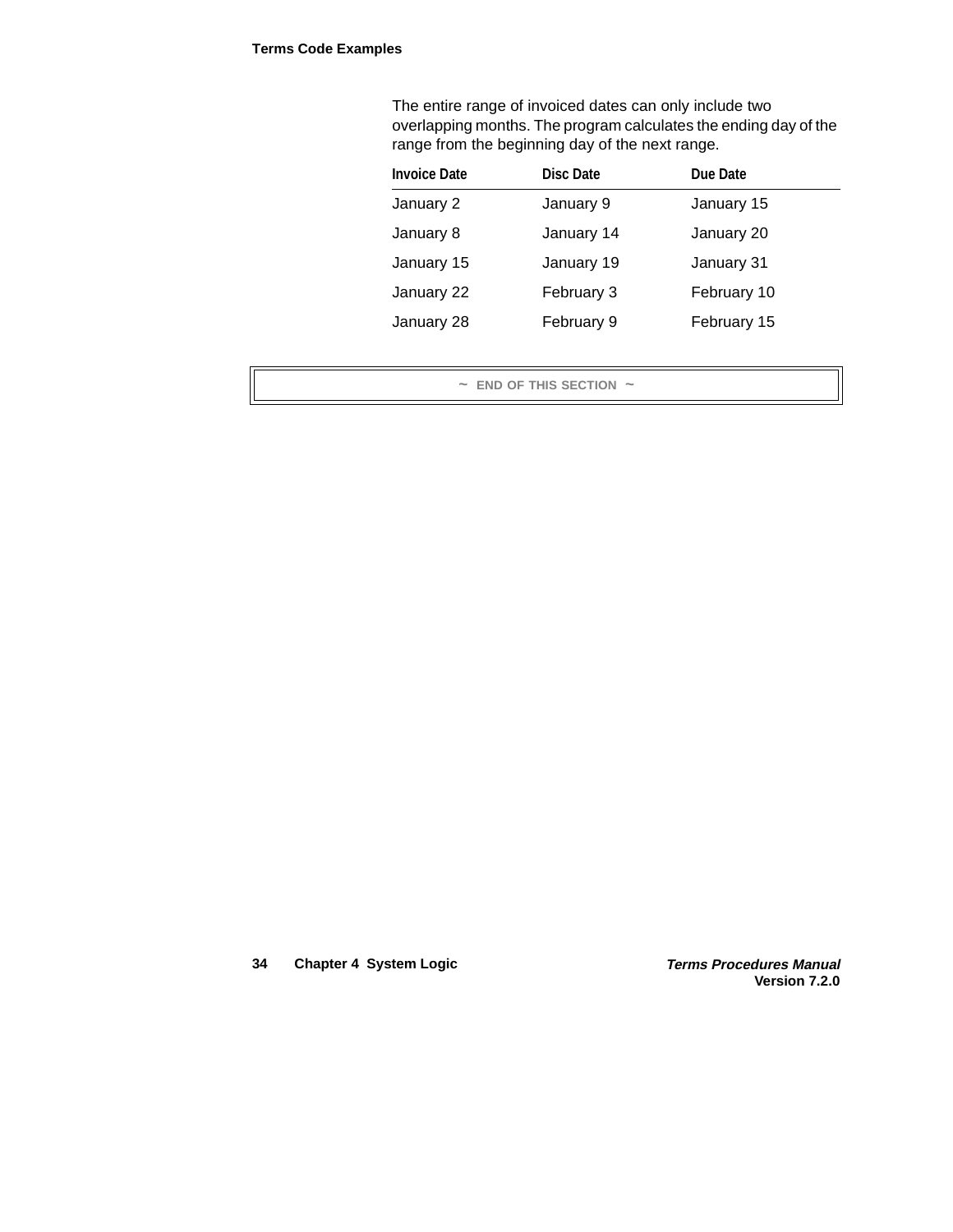The entire range of invoiced dates can only include two overlapping months. The program calculates the ending day of the range from the beginning day of the next range.

| Invoice Date | Disc Date | Due Date |
| --- | --- | --- |
| January 2 | January 9 | January 15 |
| January 8 | January 14 | January 20 |
| January 15 | January 19 | January 31 |
| January 22 | February 3 | February 10 |
| January 28 | February 9 | February 15 |

~ END OF THIS SECTION ~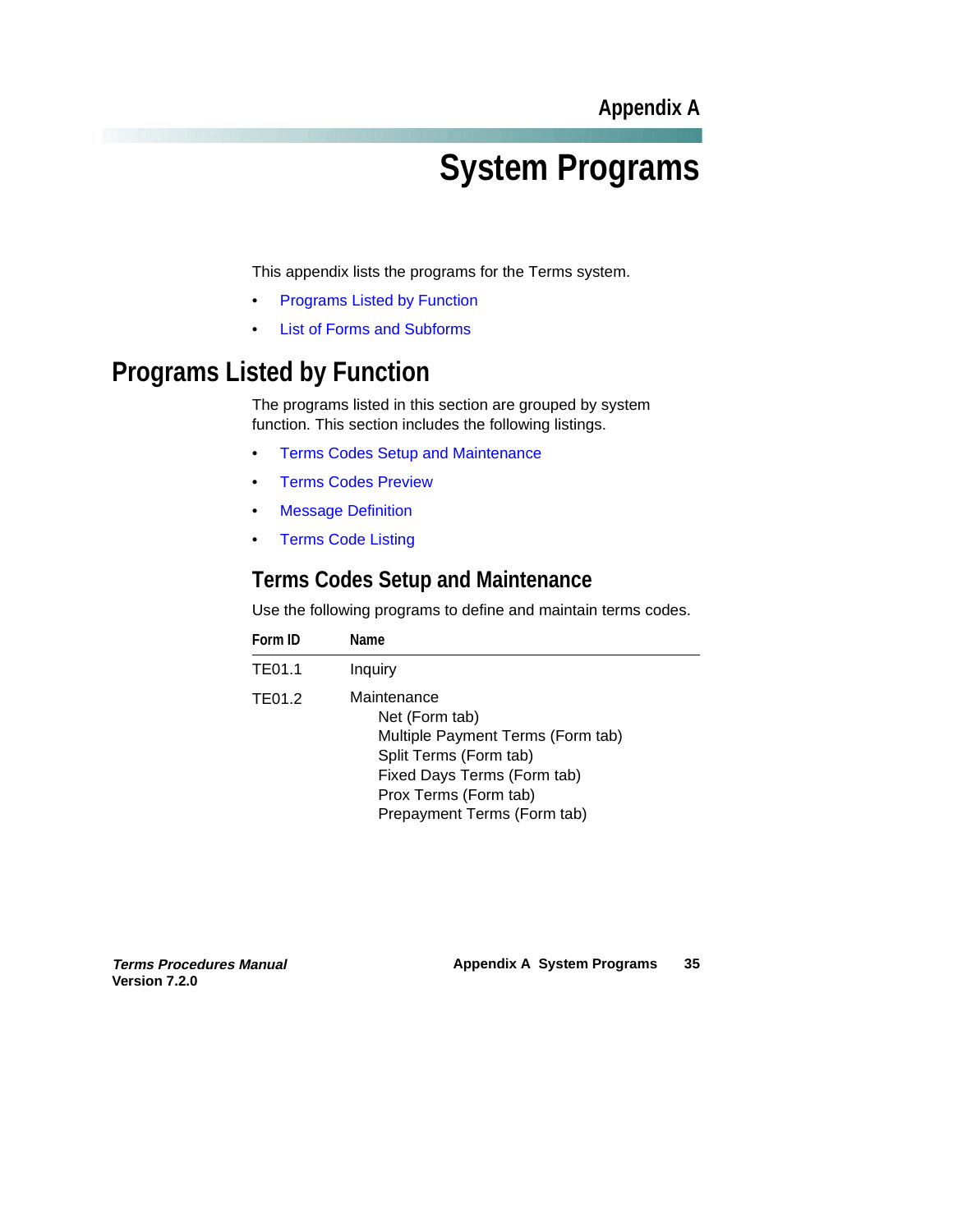Appendix A

# System Programs

This appendix lists the programs for the Terms system.

- Programs Listed by Function
- List of Forms and Subforms

## Programs Listed by Function

The programs listed in this section are grouped by system function. This section includes the following listings.

- Terms Codes Setup and Maintenance
- Terms Codes Preview
- Message Definition
- Terms Code Listing

### Terms Codes Setup and Maintenance

Use the following programs to define and maintain terms codes.

| Form ID | Name |
| --- | --- |
| TE01.1 | Inquiry |
| TE01.2 | Maintenance<br>Net (Form tab)<br>Multiple Payment Terms (Form tab)<br>Split Terms (Form tab)<br>Fixed Days Terms (Form tab)<br>Prox Terms (Form tab)<br>Prepayment Terms (Form tab) |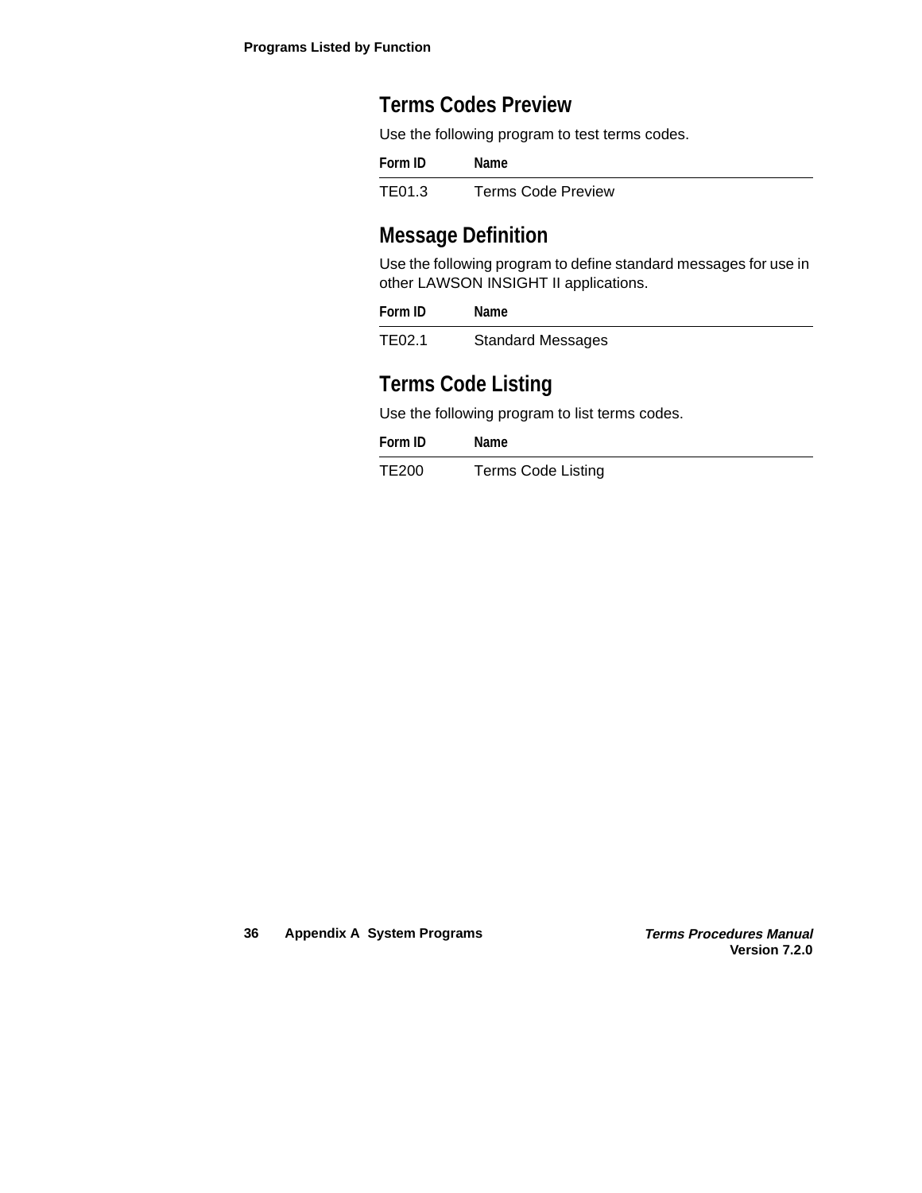## Terms Codes Preview

Use the following program to test terms codes.

| Form ID | Name |
|---|---|
| TE01.3 | Terms Code Preview |

## Message Definition

Use the following program to define standard messages for use in other LAWSON INSIGHT II applications.

| Form ID | Name |
|---|---|
| TE02.1 | Standard Messages |

## Terms Code Listing

Use the following program to list terms codes.

| Form ID | Name |
|---|---|
| TE200 | Terms Code Listing |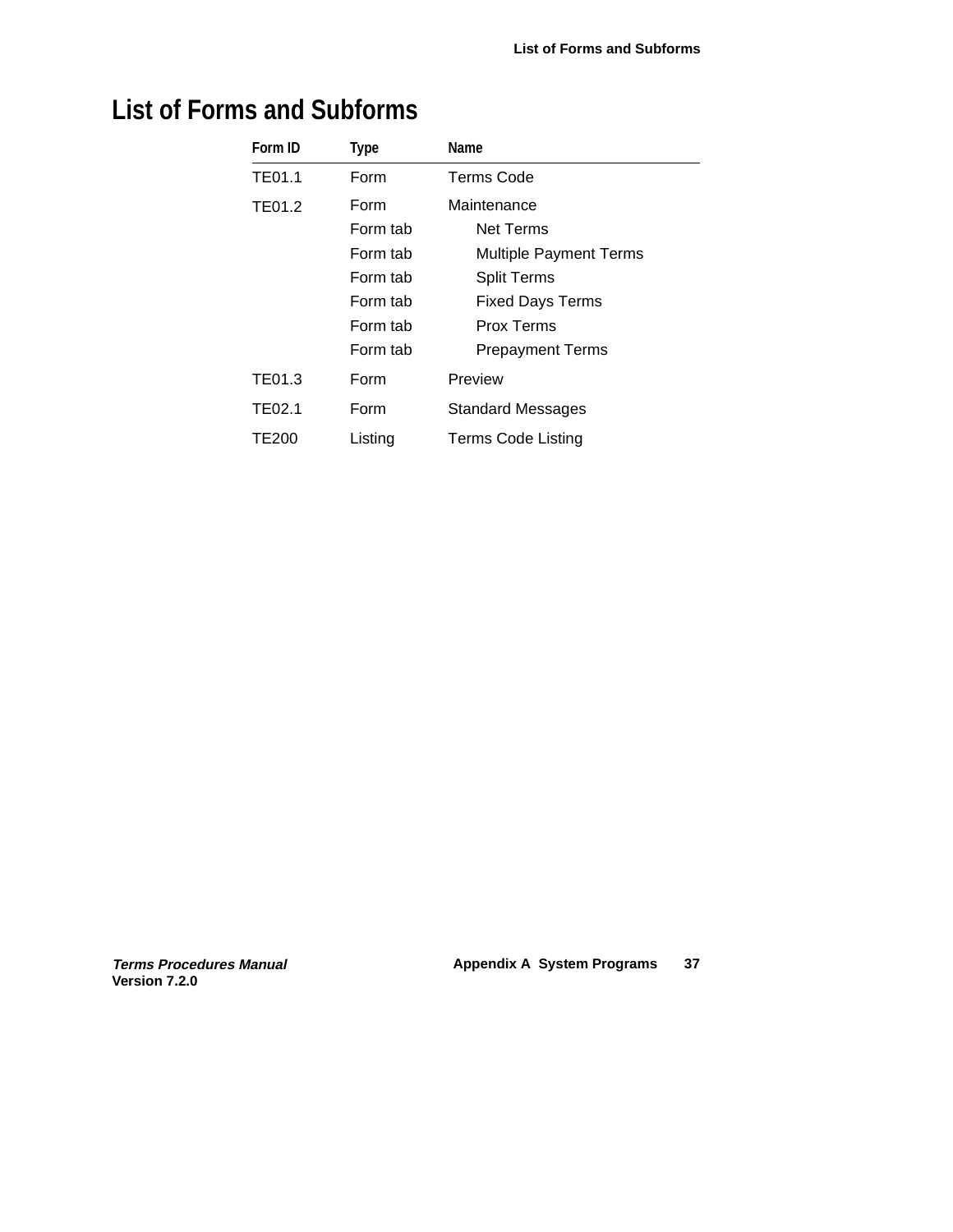# List of Forms and Subforms

| Form ID | Type | Name |
|---|---|---|
| TE01.1 | Form | Terms Code |
| TE01.2 | Form | Maintenance |
| | Form tab | Net Terms |
| | Form tab | Multiple Payment Terms |
| | Form tab | Split Terms |
| | Form tab | Fixed Days Terms |
| | Form tab | Prox Terms |
| | Form tab | Prepayment Terms |
| TE01.3 | Form | Preview |
| TE02.1 | Form | Standard Messages |
| TE200 | Listing | Terms Code Listing |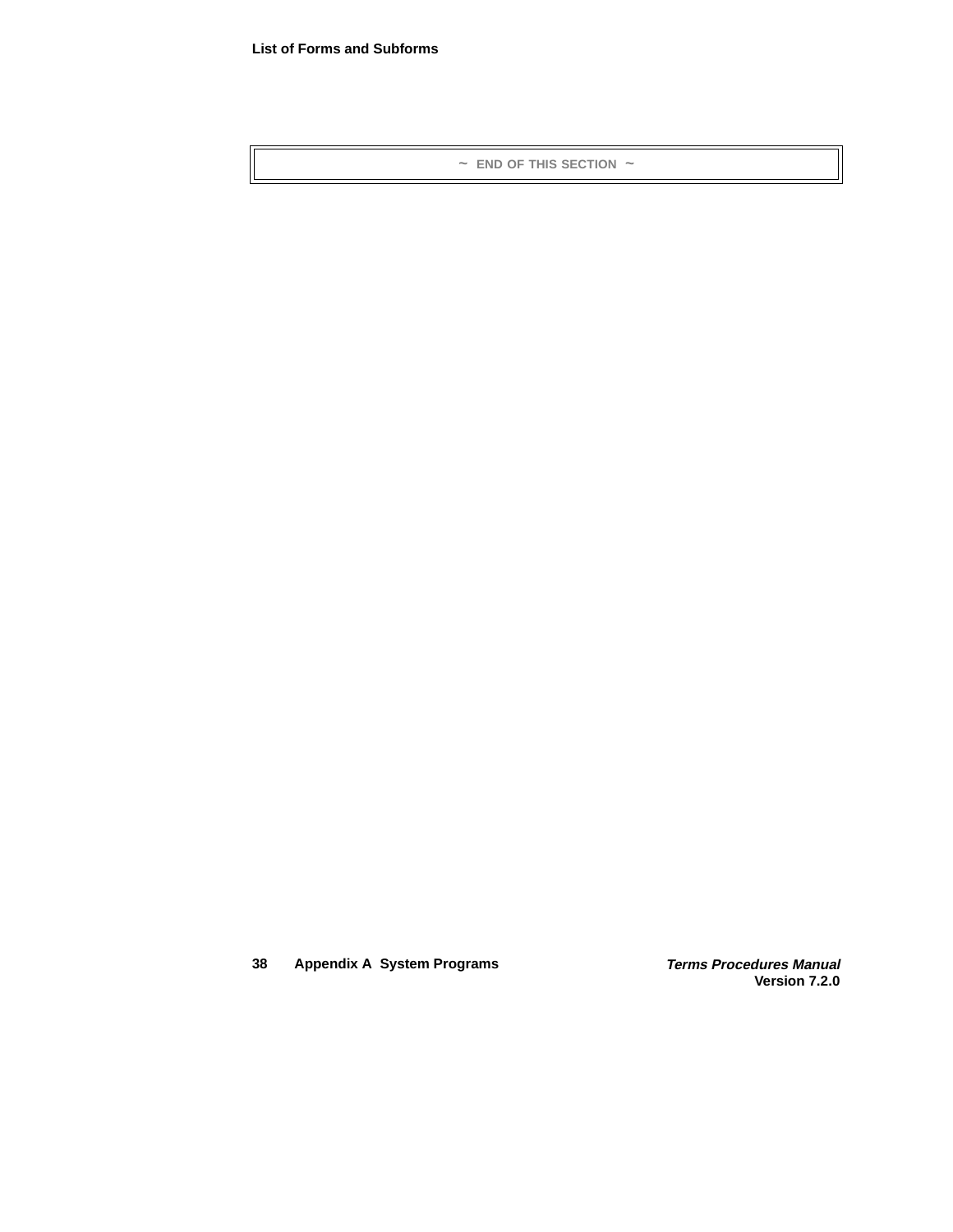~ END OF THIS SECTION ~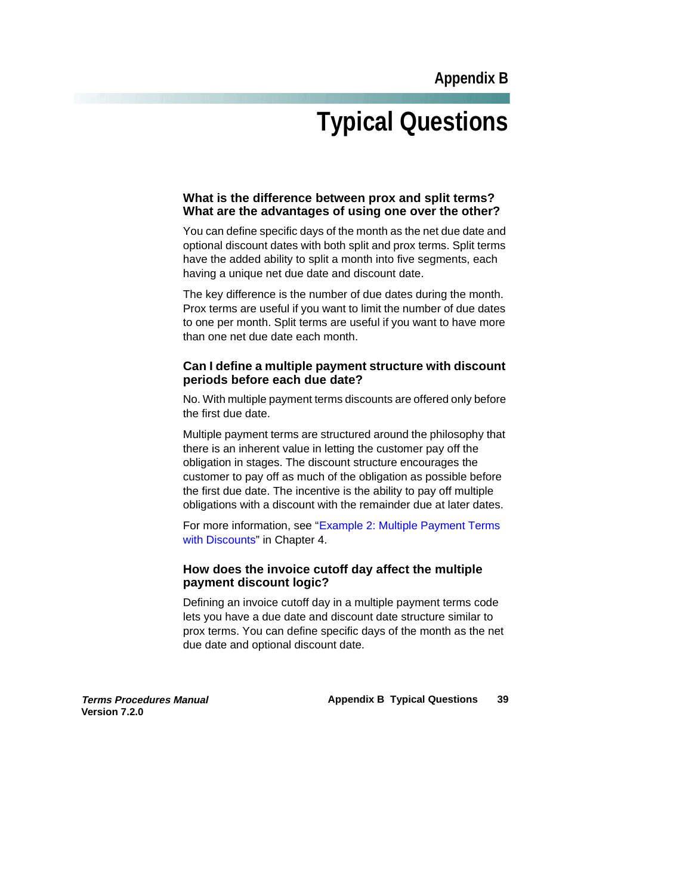Appendix B

# Typical Questions

### What is the difference between prox and split terms? What are the advantages of using one over the other?

You can define specific days of the month as the net due date and optional discount dates with both split and prox terms. Split terms have the added ability to split a month into five segments, each having a unique net due date and discount date.

The key difference is the number of due dates during the month. Prox terms are useful if you want to limit the number of due dates to one per month. Split terms are useful if you want to have more than one net due date each month.

### Can I define a multiple payment structure with discount periods before each due date?

No. With multiple payment terms discounts are offered only before the first due date.

Multiple payment terms are structured around the philosophy that there is an inherent value in letting the customer pay off the obligation in stages. The discount structure encourages the customer to pay off as much of the obligation as possible before the first due date. The incentive is the ability to pay off multiple obligations with a discount with the remainder due at later dates.

For more information, see "Example 2: Multiple Payment Terms with Discounts" in Chapter 4.

### How does the invoice cutoff day affect the multiple payment discount logic?

Defining an invoice cutoff day in a multiple payment terms code lets you have a due date and discount date structure similar to prox terms. You can define specific days of the month as the net due date and optional discount date.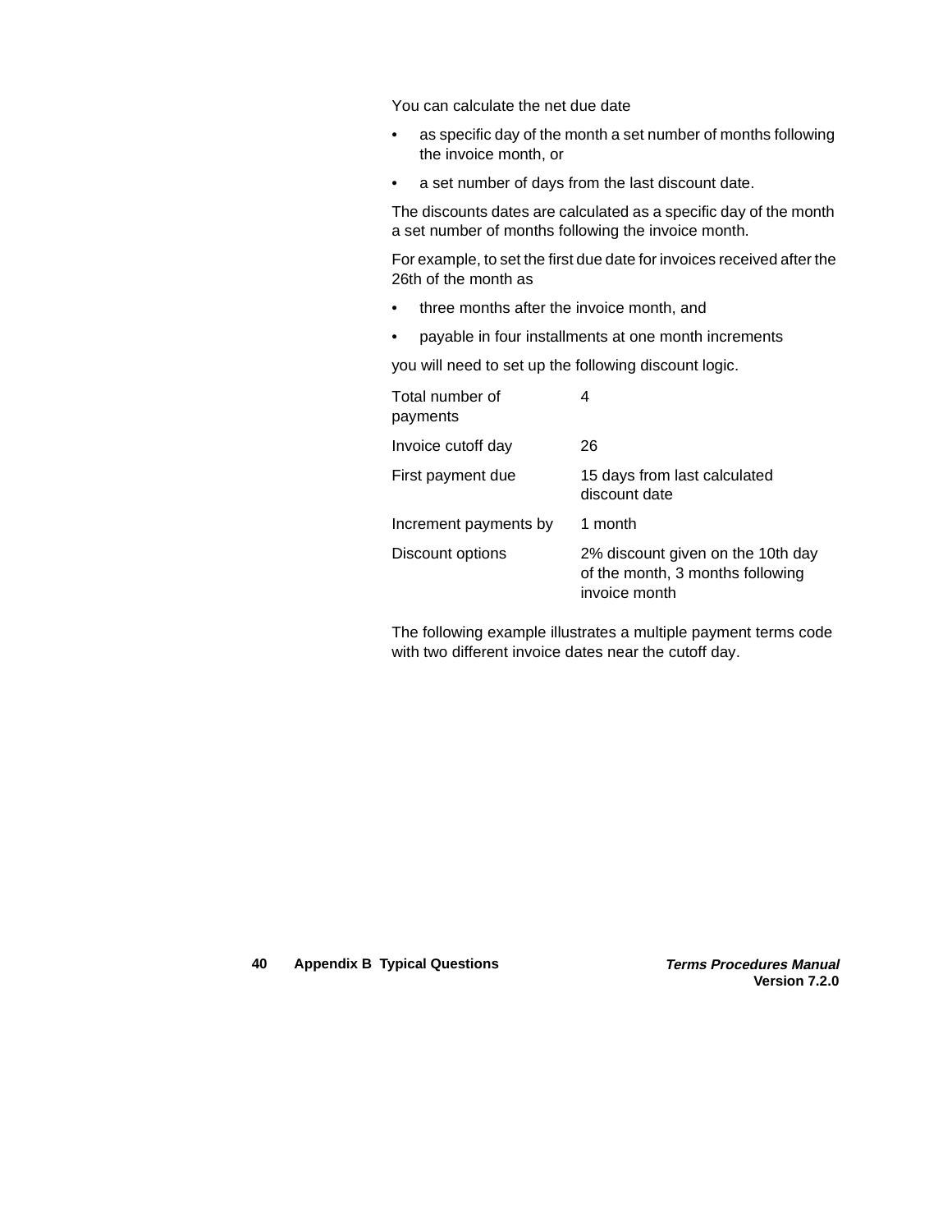You can calculate the net due date

- as specific day of the month a set number of months following the invoice month, or
- a set number of days from the last discount date.

The discounts dates are calculated as a specific day of the month a set number of months following the invoice month.

For example, to set the first due date for invoices received after the 26th of the month as

- three months after the invoice month, and
- payable in four installments at one month increments

you will need to set up the following discount logic.

| | |
|---|---|
| Total number of payments | 4 |
| Invoice cutoff day | 26 |
| First payment due | 15 days from last calculated discount date |
| Increment payments by | 1 month |
| Discount options | 2% discount given on the 10th day of the month, 3 months following invoice month |

The following example illustrates a multiple payment terms code with two different invoice dates near the cutoff day.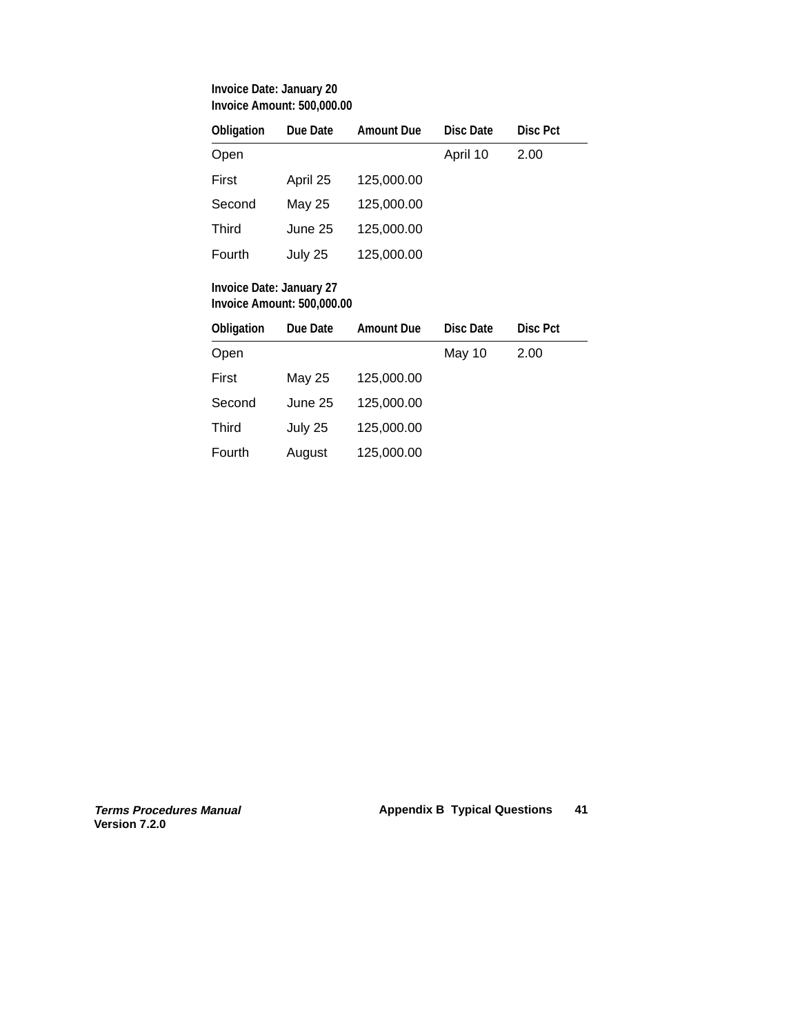**Invoice Date: January 20**
**Invoice Amount: 500,000.00**

| Obligation | Due Date | Amount Due | Disc Date | Disc Pct |
|---|---|---|---|---|
| Open | | | April 10 | 2.00 |
| First | April 25 | 125,000.00 | | |
| Second | May 25 | 125,000.00 | | |
| Third | June 25 | 125,000.00 | | |
| Fourth | July 25 | 125,000.00 | | |

**Invoice Date: January 27**
**Invoice Amount: 500,000.00**

| Obligation | Due Date | Amount Due | Disc Date | Disc Pct |
|---|---|---|---|---|
| Open | | | May 10 | 2.00 |
| First | May 25 | 125,000.00 | | |
| Second | June 25 | 125,000.00 | | |
| Third | July 25 | 125,000.00 | | |
| Fourth | August | 125,000.00 | | |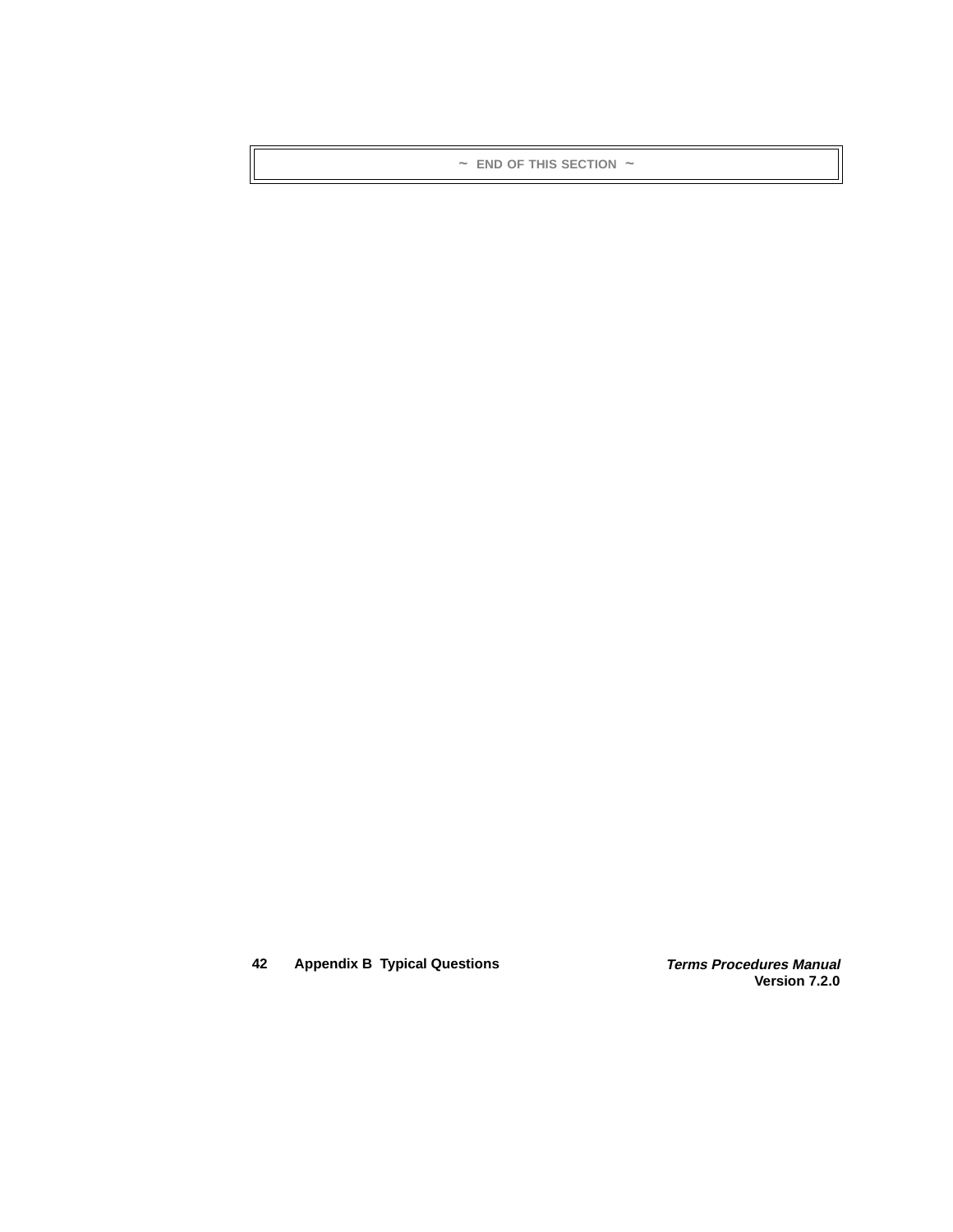~ END OF THIS SECTION ~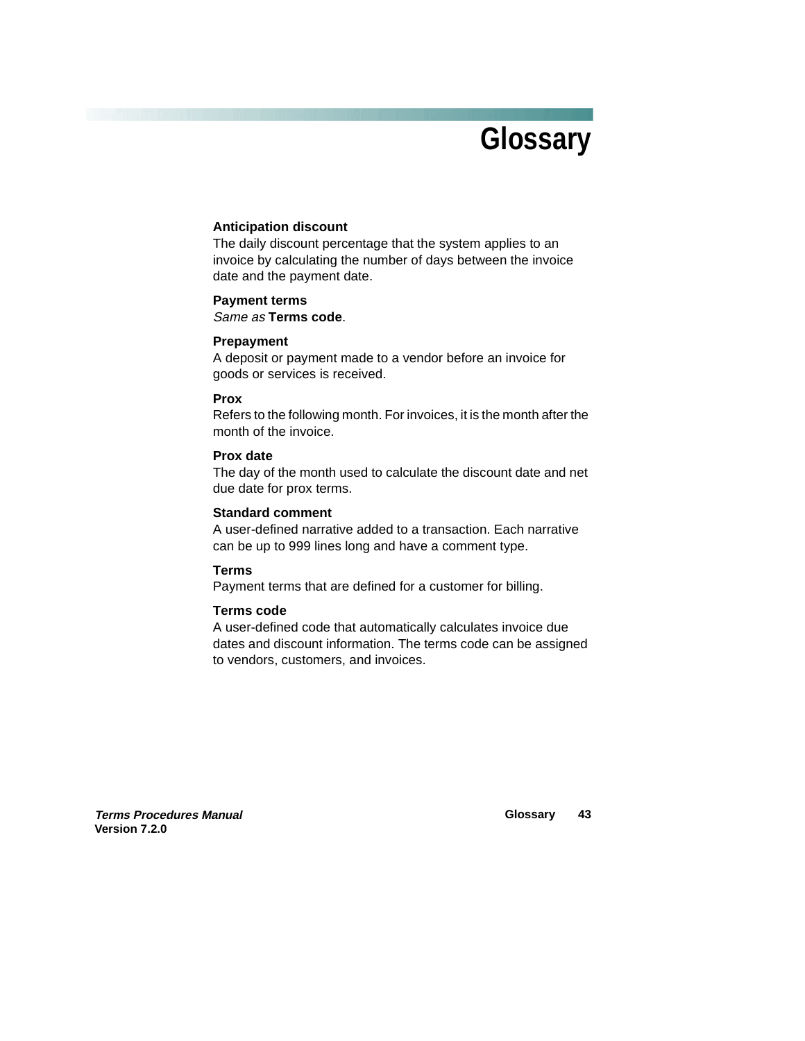# Glossary

**Anticipation discount**
The daily discount percentage that the system applies to an invoice by calculating the number of days between the invoice date and the payment date.

**Payment terms**
*Same as* **Terms code**.

**Prepayment**
A deposit or payment made to a vendor before an invoice for goods or services is received.

**Prox**
Refers to the following month. For invoices, it is the month after the month of the invoice.

**Prox date**
The day of the month used to calculate the discount date and net due date for prox terms.

**Standard comment**
A user-defined narrative added to a transaction. Each narrative can be up to 999 lines long and have a comment type.

**Terms**
Payment terms that are defined for a customer for billing.

**Terms code**
A user-defined code that automatically calculates invoice due dates and discount information. The terms code can be assigned to vendors, customers, and invoices.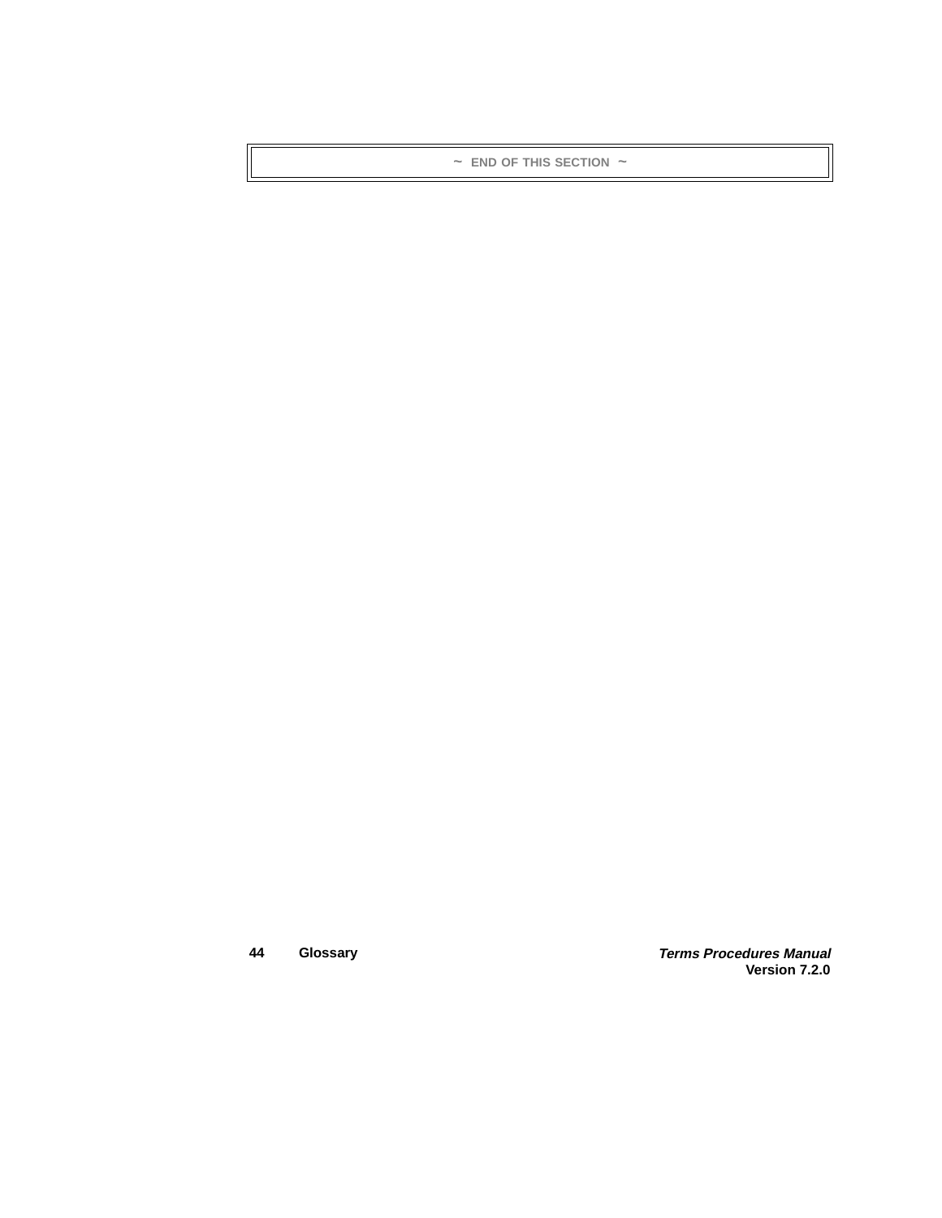~ END OF THIS SECTION ~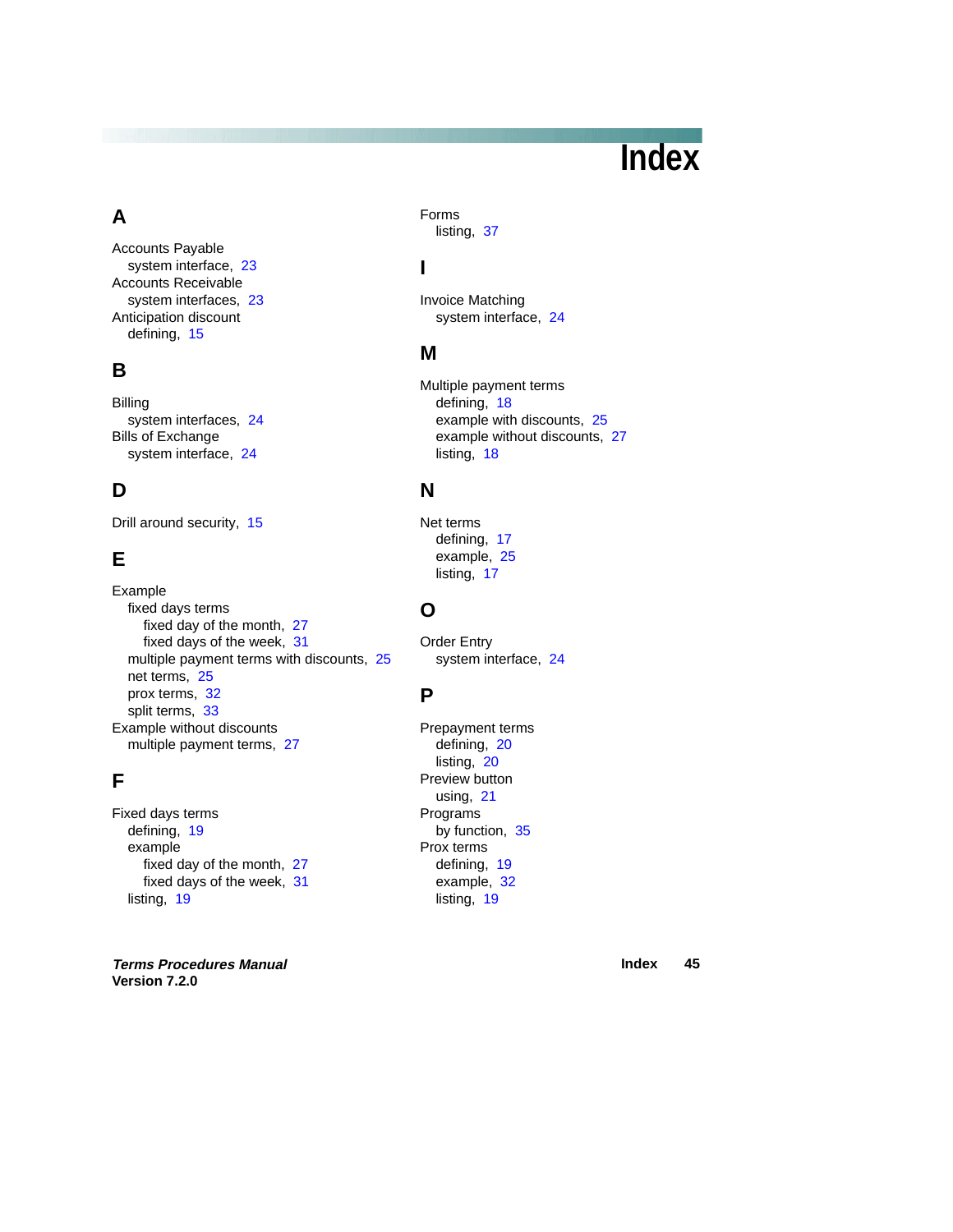# Index

## A

Accounts Payable
- system interface, 23

Accounts Receivable
- system interfaces, 23

Anticipation discount
- defining, 15

## B

Billing
- system interfaces, 24

Bills of Exchange
- system interface, 24

## D

Drill around security, 15

## E

Example
- fixed days terms
  - fixed day of the month, 27
  - fixed days of the week, 31
- multiple payment terms with discounts, 25
- net terms, 25
- prox terms, 32
- split terms, 33

Example without discounts
- multiple payment terms, 27

## F

Fixed days terms
- defining, 19
- example
  - fixed day of the month, 27
  - fixed days of the week, 31
- listing, 19

Forms
- listing, 37

## I

Invoice Matching
- system interface, 24

## M

Multiple payment terms
- defining, 18
- example with discounts, 25
- example without discounts, 27
- listing, 18

## N

Net terms
- defining, 17
- example, 25
- listing, 17

## O

Order Entry
- system interface, 24

## P

Prepayment terms
- defining, 20
- listing, 20

Preview button
- using, 21

Programs
- by function, 35

Prox terms
- defining, 19
- example, 32
- listing, 19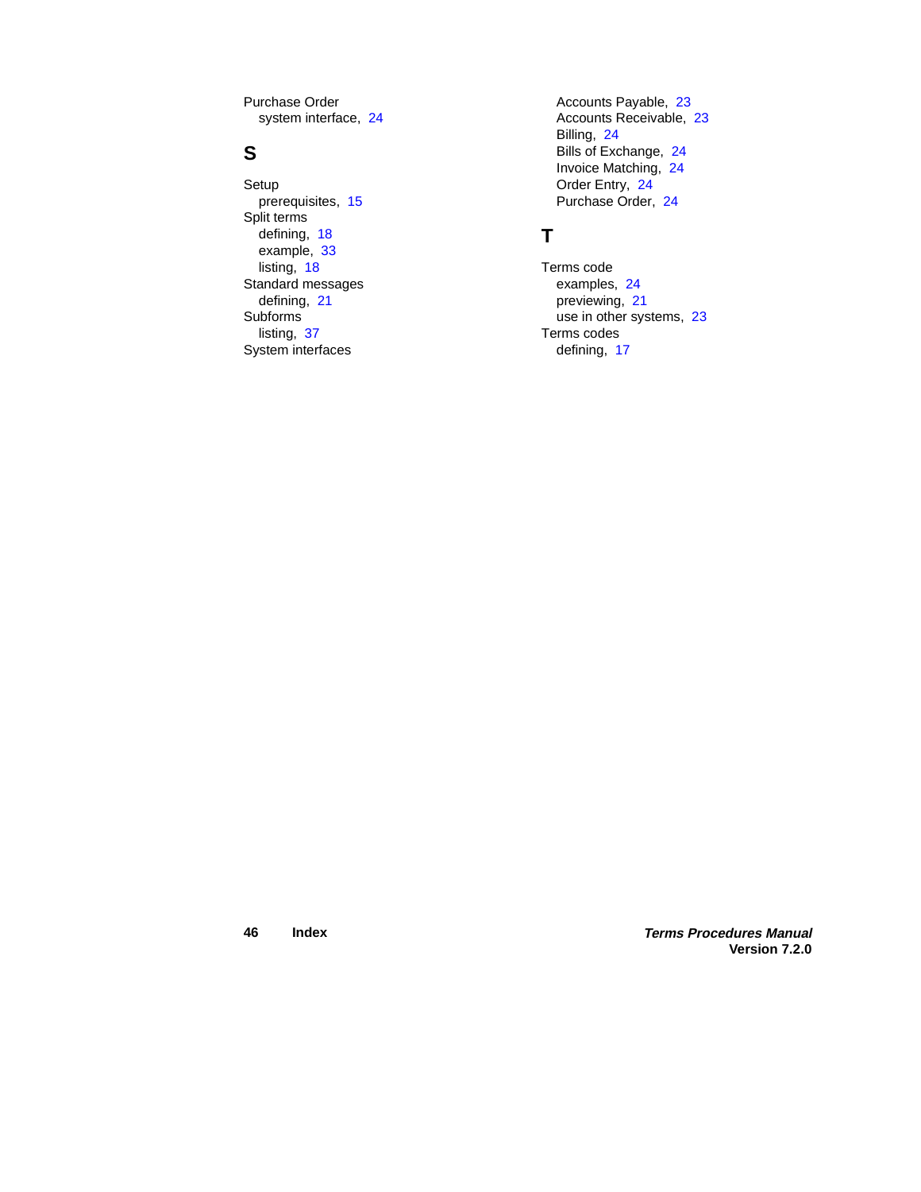Purchase Order
  system interface, 24

## S

Setup
  prerequisites, 15
Split terms
  defining, 18
  example, 33
  listing, 18
Standard messages
  defining, 21
Subforms
  listing, 37
System interfaces
  Accounts Payable, 23
  Accounts Receivable, 23
  Billing, 24
  Bills of Exchange, 24
  Invoice Matching, 24
  Order Entry, 24
  Purchase Order, 24

## T

Terms code
  examples, 24
  previewing, 21
  use in other systems, 23
Terms codes
  defining, 17